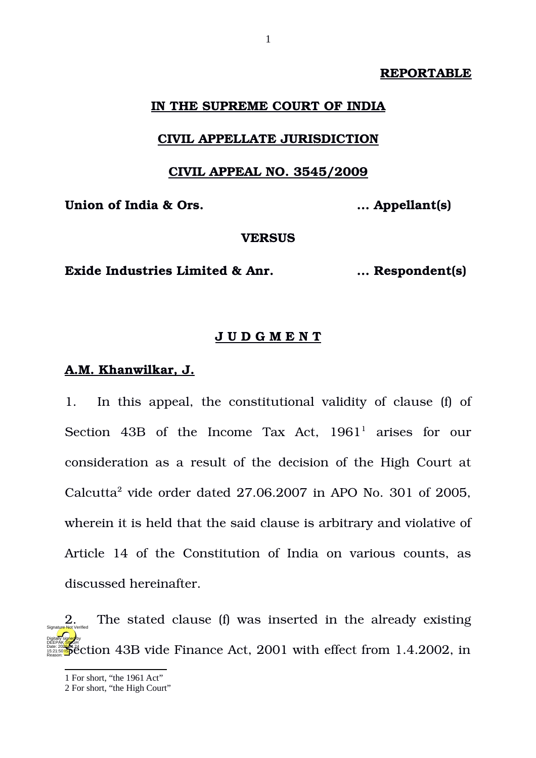**REPORTABLE**

**IN THE SUPREME COURT OF INDIA**

**CIVIL APPELLATE JURISDICTION**

**CIVIL APPEAL NO. 3545/2009**

**Union of India & Ors. ... Appellant(s)**

**VERSUS**

**Exide Industries Limited & Anr. ... Respondent(s)**

**J U D G M E N T**

**A.M. Khanwilkar, J.**

1. In this appeal, the constitutional validity of clause (f) of Section 43B of the Income Tax Act, 1961[1] arises for our consideration as a result of the decision of the High Court at Calcutta[2] vide order dated 27.06.2007 in APO No. 301 of 2005, wherein it is held that the said clause is arbitrary and violative of Article 14 of the Constitution of India on various counts, as discussed hereinafter.

2. The stated clause (f) was inserted in the already existing Section 43B vide Finance Act, 2001 with effect from 1.4.2002, in

1 For short, "the 1961 Act"

2 For short, "the High Court"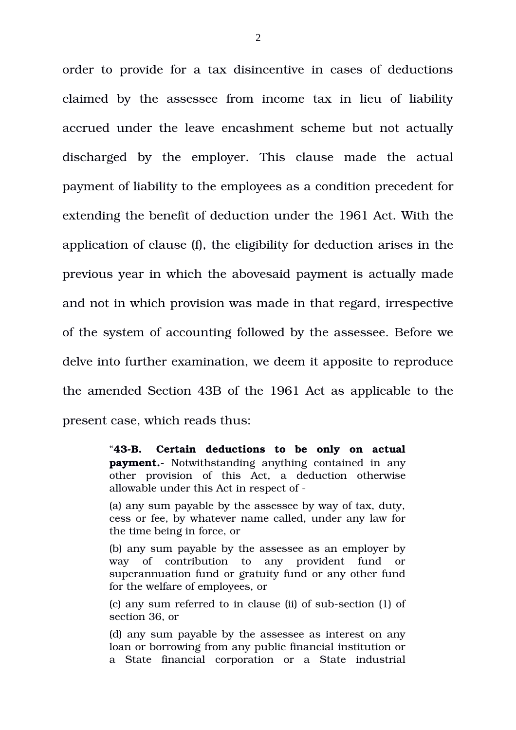order to provide for a tax disincentive in cases of deductions claimed by the assessee from income tax in lieu of liability accrued under the leave encashment scheme but not actually discharged by the employer. This clause made the actual payment of liability to the employees as a condition precedent for extending the benefit of deduction under the 1961 Act. With the application of clause (f), the eligibility for deduction arises in the previous year in which the abovesaid payment is actually made and not in which provision was made in that regard, irrespective of the system of accounting followed by the assessee. Before we delve into further examination, we deem it apposite to reproduce the amended Section 43B of the 1961 Act as applicable to the present case, which reads thus:

> "**43-B. Certain deductions to be only on actual payment.**- Notwithstanding anything contained in any other provision of this Act, a deduction otherwise allowable under this Act in respect of -
>
> (a) any sum payable by the assessee by way of tax, duty, cess or fee, by whatever name called, under any law for the time being in force, or
>
> (b) any sum payable by the assessee as an employer by way of contribution to any provident fund or superannuation fund or gratuity fund or any other fund for the welfare of employees, or
>
> (c) any sum referred to in clause (ii) of sub-section (1) of section 36, or
>
> (d) any sum payable by the assessee as interest on any loan or borrowing from any public financial institution or a State financial corporation or a State industrial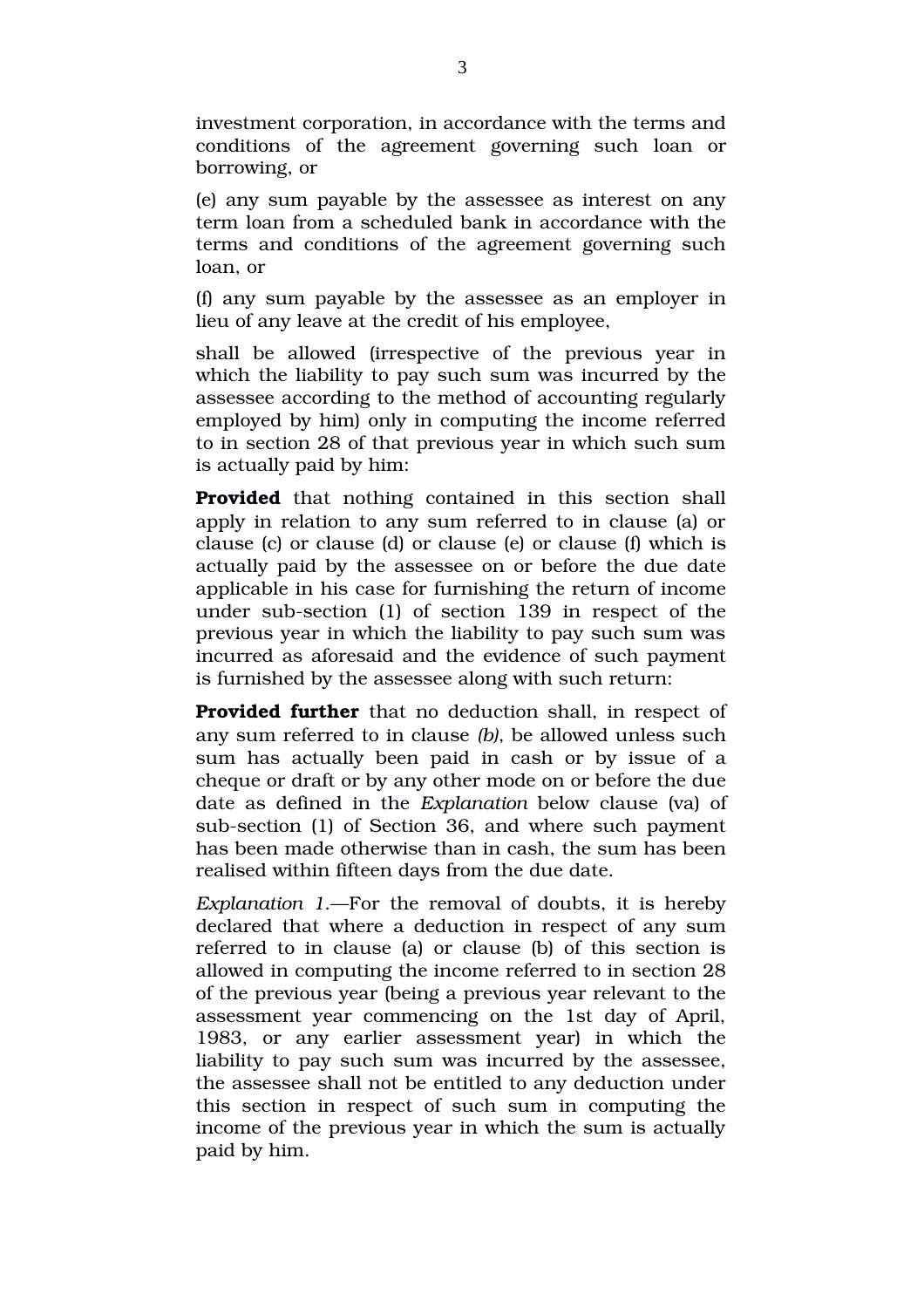investment corporation, in accordance with the terms and conditions of the agreement governing such loan or borrowing, or

(e) any sum payable by the assessee as interest on any term loan from a scheduled bank in accordance with the terms and conditions of the agreement governing such loan, or

(f) any sum payable by the assessee as an employer in lieu of any leave at the credit of his employee,

shall be allowed (irrespective of the previous year in which the liability to pay such sum was incurred by the assessee according to the method of accounting regularly employed by him) only in computing the income referred to in section 28 of that previous year in which such sum is actually paid by him:

**Provided** that nothing contained in this section shall apply in relation to any sum referred to in clause (a) or clause (c) or clause (d) or clause (e) or clause (f) which is actually paid by the assessee on or before the due date applicable in his case for furnishing the return of income under sub-section (1) of section 139 in respect of the previous year in which the liability to pay such sum was incurred as aforesaid and the evidence of such payment is furnished by the assessee along with such return:

**Provided further** that no deduction shall, in respect of any sum referred to in clause *(b)*, be allowed unless such sum has actually been paid in cash or by issue of a cheque or draft or by any other mode on or before the due date as defined in the *Explanation* below clause (va) of sub-section (1) of Section 36, and where such payment has been made otherwise than in cash, the sum has been realised within fifteen days from the due date.

*Explanation 1.*—For the removal of doubts, it is hereby declared that where a deduction in respect of any sum referred to in clause (a) or clause (b) of this section is allowed in computing the income referred to in section 28 of the previous year (being a previous year relevant to the assessment year commencing on the 1st day of April, 1983, or any earlier assessment year) in which the liability to pay such sum was incurred by the assessee, the assessee shall not be entitled to any deduction under this section in respect of such sum in computing the income of the previous year in which the sum is actually paid by him.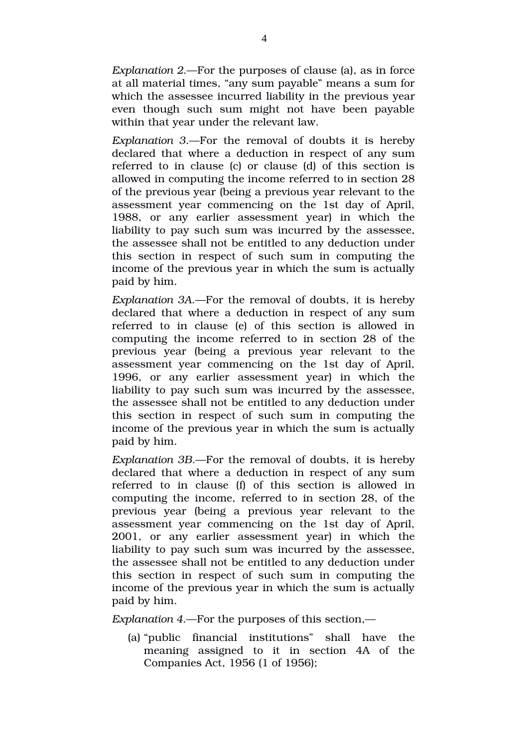*Explanation 2.*—For the purposes of clause (a), as in force at all material times, "any sum payable" means a sum for which the assessee incurred liability in the previous year even though such sum might not have been payable within that year under the relevant law.

*Explanation 3.*—For the removal of doubts it is hereby declared that where a deduction in respect of any sum referred to in clause (c) or clause (d) of this section is allowed in computing the income referred to in section 28 of the previous year (being a previous year relevant to the assessment year commencing on the 1st day of April, 1988, or any earlier assessment year) in which the liability to pay such sum was incurred by the assessee, the assessee shall not be entitled to any deduction under this section in respect of such sum in computing the income of the previous year in which the sum is actually paid by him.

*Explanation 3A.*—For the removal of doubts, it is hereby declared that where a deduction in respect of any sum referred to in clause (e) of this section is allowed in computing the income referred to in section 28 of the previous year (being a previous year relevant to the assessment year commencing on the 1st day of April, 1996, or any earlier assessment year) in which the liability to pay such sum was incurred by the assessee, the assessee shall not be entitled to any deduction under this section in respect of such sum in computing the income of the previous year in which the sum is actually paid by him.

*Explanation 3B.*—For the removal of doubts, it is hereby declared that where a deduction in respect of any sum referred to in clause (f) of this section is allowed in computing the income, referred to in section 28, of the previous year (being a previous year relevant to the assessment year commencing on the 1st day of April, 2001, or any earlier assessment year) in which the liability to pay such sum was incurred by the assessee, the assessee shall not be entitled to any deduction under this section in respect of such sum in computing the income of the previous year in which the sum is actually paid by him.

*Explanation 4.*—For the purposes of this section,—

(a) "public financial institutions" shall have the meaning assigned to it in section 4A of the Companies Act, 1956 (1 of 1956);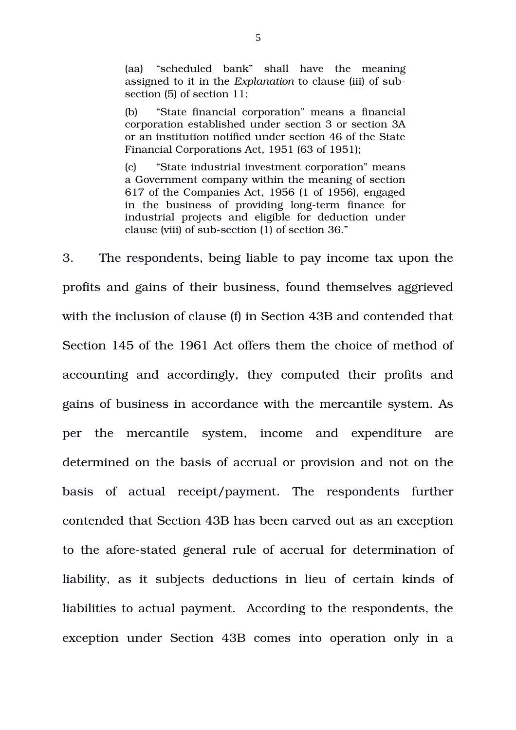> (aa) "scheduled bank" shall have the meaning assigned to it in the *Explanation* to clause (iii) of sub-section (5) of section 11;
>
> (b) "State financial corporation" means a financial corporation established under section 3 or section 3A or an institution notified under section 46 of the State Financial Corporations Act, 1951 (63 of 1951);
>
> (c) "State industrial investment corporation" means a Government company within the meaning of section 617 of the Companies Act, 1956 (1 of 1956), engaged in the business of providing long-term finance for industrial projects and eligible for deduction under clause (viii) of sub-section (1) of section 36."

3. The respondents, being liable to pay income tax upon the profits and gains of their business, found themselves aggrieved with the inclusion of clause (f) in Section 43B and contended that Section 145 of the 1961 Act offers them the choice of method of accounting and accordingly, they computed their profits and gains of business in accordance with the mercantile system. As per the mercantile system, income and expenditure are determined on the basis of accrual or provision and not on the basis of actual receipt/payment. The respondents further contended that Section 43B has been carved out as an exception to the afore-stated general rule of accrual for determination of liability, as it subjects deductions in lieu of certain kinds of liabilities to actual payment. According to the respondents, the exception under Section 43B comes into operation only in a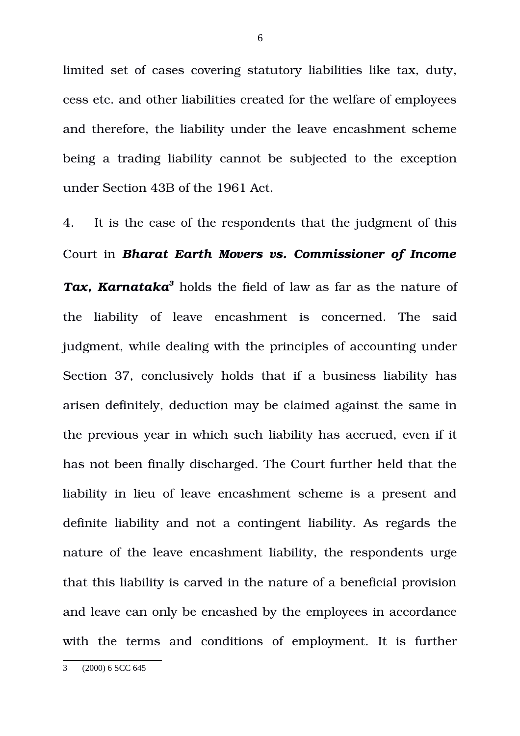limited set of cases covering statutory liabilities like tax, duty, cess etc. and other liabilities created for the welfare of employees and therefore, the liability under the leave encashment scheme being a trading liability cannot be subjected to the exception under Section 43B of the 1961 Act.

4. It is the case of the respondents that the judgment of this Court in ***Bharat Earth Movers vs. Commissioner of Income Tax, Karnataka***[3] holds the field of law as far as the nature of the liability of leave encashment is concerned. The said judgment, while dealing with the principles of accounting under Section 37, conclusively holds that if a business liability has arisen definitely, deduction may be claimed against the same in the previous year in which such liability has accrued, even if it has not been finally discharged. The Court further held that the liability in lieu of leave encashment scheme is a present and definite liability and not a contingent liability. As regards the nature of the leave encashment liability, the respondents urge that this liability is carved in the nature of a beneficial provision and leave can only be encashed by the employees in accordance with the terms and conditions of employment. It is further

---

3 (2000) 6 SCC 645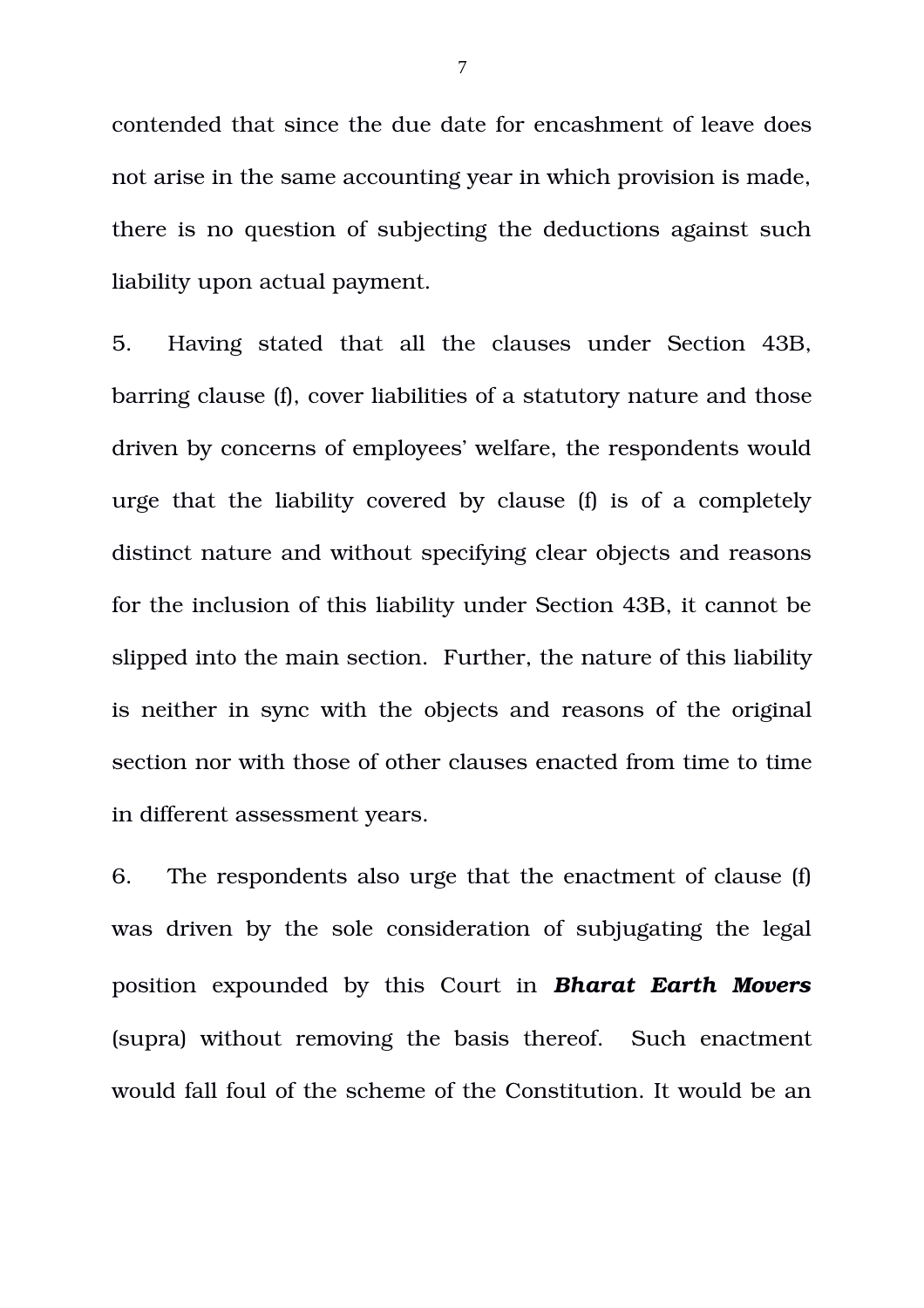contended that since the due date for encashment of leave does not arise in the same accounting year in which provision is made, there is no question of subjecting the deductions against such liability upon actual payment.

5. Having stated that all the clauses under Section 43B, barring clause (f), cover liabilities of a statutory nature and those driven by concerns of employees' welfare, the respondents would urge that the liability covered by clause (f) is of a completely distinct nature and without specifying clear objects and reasons for the inclusion of this liability under Section 43B, it cannot be slipped into the main section. Further, the nature of this liability is neither in sync with the objects and reasons of the original section nor with those of other clauses enacted from time to time in different assessment years.

6. The respondents also urge that the enactment of clause (f) was driven by the sole consideration of subjugating the legal position expounded by this Court in ***Bharat Earth Movers*** (supra) without removing the basis thereof. Such enactment would fall foul of the scheme of the Constitution. It would be an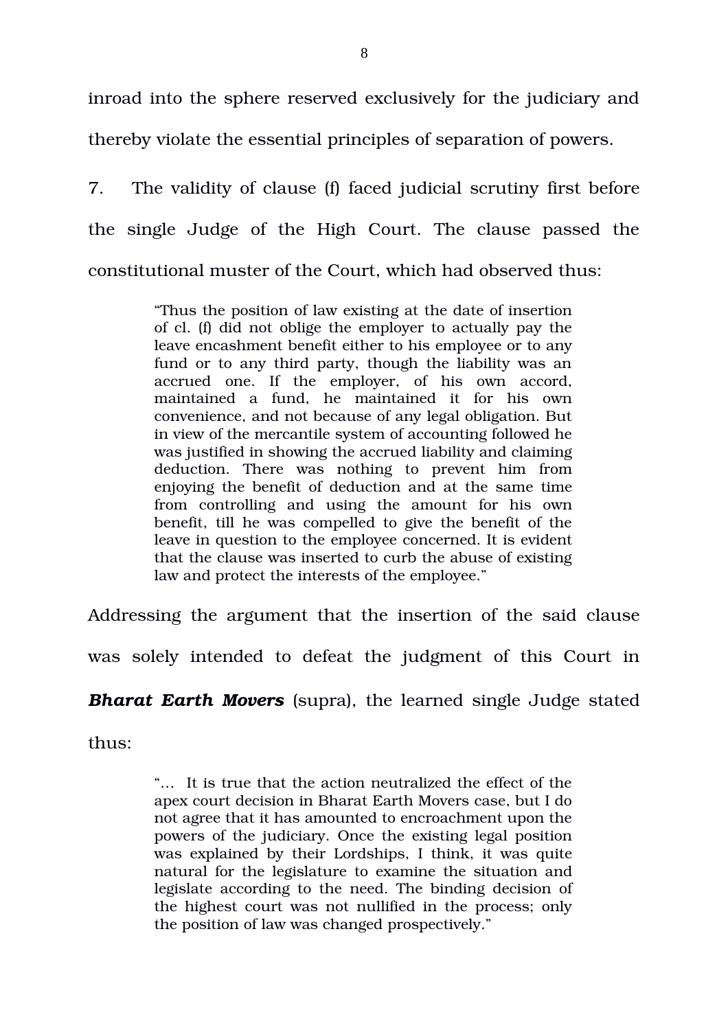inroad into the sphere reserved exclusively for the judiciary and thereby violate the essential principles of separation of powers.

7. The validity of clause (f) faced judicial scrutiny first before the single Judge of the High Court. The clause passed the constitutional muster of the Court, which had observed thus:

> "Thus the position of law existing at the date of insertion of cl. (f) did not oblige the employer to actually pay the leave encashment benefit either to his employee or to any fund or to any third party, though the liability was an accrued one. If the employer, of his own accord, maintained a fund, he maintained it for his own convenience, and not because of any legal obligation. But in view of the mercantile system of accounting followed he was justified in showing the accrued liability and claiming deduction. There was nothing to prevent him from enjoying the benefit of deduction and at the same time from controlling and using the amount for his own benefit, till he was compelled to give the benefit of the leave in question to the employee concerned. It is evident that the clause was inserted to curb the abuse of existing law and protect the interests of the employee."

Addressing the argument that the insertion of the said clause was solely intended to defeat the judgment of this Court in ***Bharat Earth Movers*** (supra), the learned single Judge stated thus:

> "… It is true that the action neutralized the effect of the apex court decision in Bharat Earth Movers case, but I do not agree that it has amounted to encroachment upon the powers of the judiciary. Once the existing legal position was explained by their Lordships, I think, it was quite natural for the legislature to examine the situation and legislate according to the need. The binding decision of the highest court was not nullified in the process; only the position of law was changed prospectively."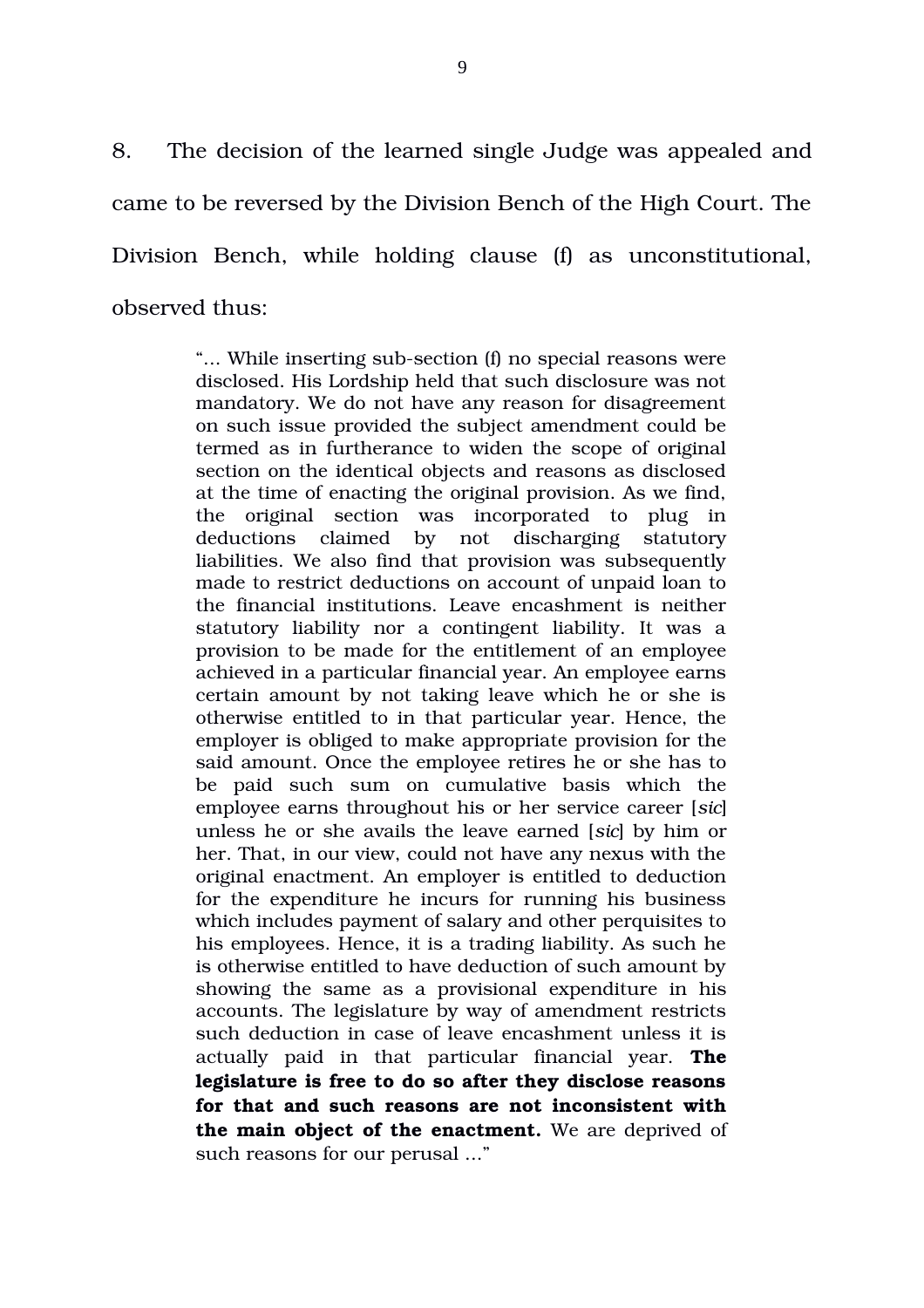8. The decision of the learned single Judge was appealed and came to be reversed by the Division Bench of the High Court. The Division Bench, while holding clause (f) as unconstitutional, observed thus:

> "... While inserting sub-section (f) no special reasons were disclosed. His Lordship held that such disclosure was not mandatory. We do not have any reason for disagreement on such issue provided the subject amendment could be termed as in furtherance to widen the scope of original section on the identical objects and reasons as disclosed at the time of enacting the original provision. As we find, the original section was incorporated to plug in deductions claimed by not discharging statutory liabilities. We also find that provision was subsequently made to restrict deductions on account of unpaid loan to the financial institutions. Leave encashment is neither statutory liability nor a contingent liability. It was a provision to be made for the entitlement of an employee achieved in a particular financial year. An employee earns certain amount by not taking leave which he or she is otherwise entitled to in that particular year. Hence, the employer is obliged to make appropriate provision for the said amount. Once the employee retires he or she has to be paid such sum on cumulative basis which the employee earns throughout his or her service career [*sic*] unless he or she avails the leave earned [*sic*] by him or her. That, in our view, could not have any nexus with the original enactment. An employer is entitled to deduction for the expenditure he incurs for running his business which includes payment of salary and other perquisites to his employees. Hence, it is a trading liability. As such he is otherwise entitled to have deduction of such amount by showing the same as a provisional expenditure in his accounts. The legislature by way of amendment restricts such deduction in case of leave encashment unless it is actually paid in that particular financial year. **The legislature is free to do so after they disclose reasons for that and such reasons are not inconsistent with the main object of the enactment.** We are deprived of such reasons for our perusal ..."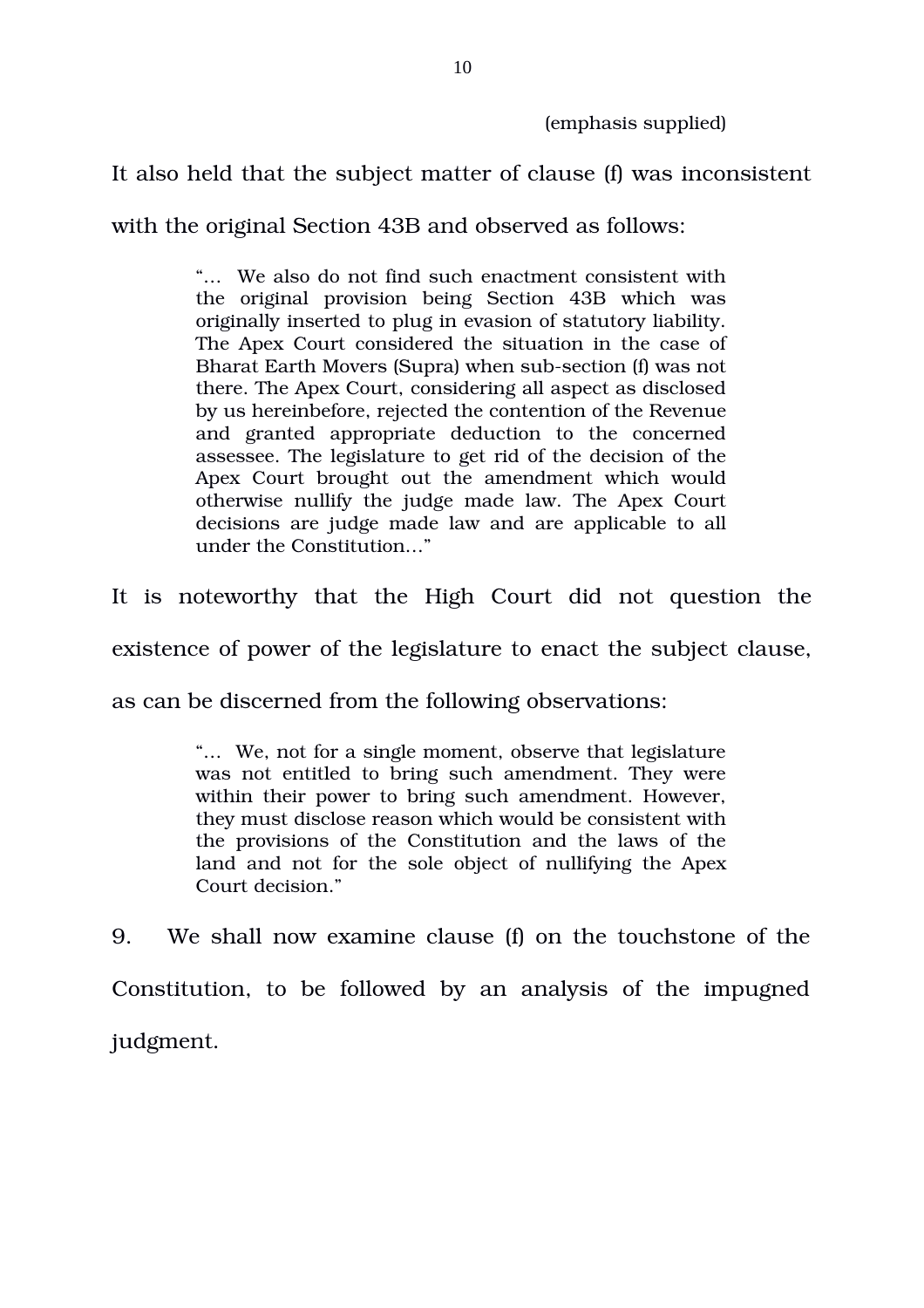(emphasis supplied)

It also held that the subject matter of clause (f) was inconsistent with the original Section 43B and observed as follows:

> "… We also do not find such enactment consistent with the original provision being Section 43B which was originally inserted to plug in evasion of statutory liability. The Apex Court considered the situation in the case of Bharat Earth Movers (Supra) when sub-section (f) was not there. The Apex Court, considering all aspect as disclosed by us hereinbefore, rejected the contention of the Revenue and granted appropriate deduction to the concerned assessee. The legislature to get rid of the decision of the Apex Court brought out the amendment which would otherwise nullify the judge made law. The Apex Court decisions are judge made law and are applicable to all under the Constitution…"

It is noteworthy that the High Court did not question the existence of power of the legislature to enact the subject clause, as can be discerned from the following observations:

> "… We, not for a single moment, observe that legislature was not entitled to bring such amendment. They were within their power to bring such amendment. However, they must disclose reason which would be consistent with the provisions of the Constitution and the laws of the land and not for the sole object of nullifying the Apex Court decision."

9. We shall now examine clause (f) on the touchstone of the Constitution, to be followed by an analysis of the impugned judgment.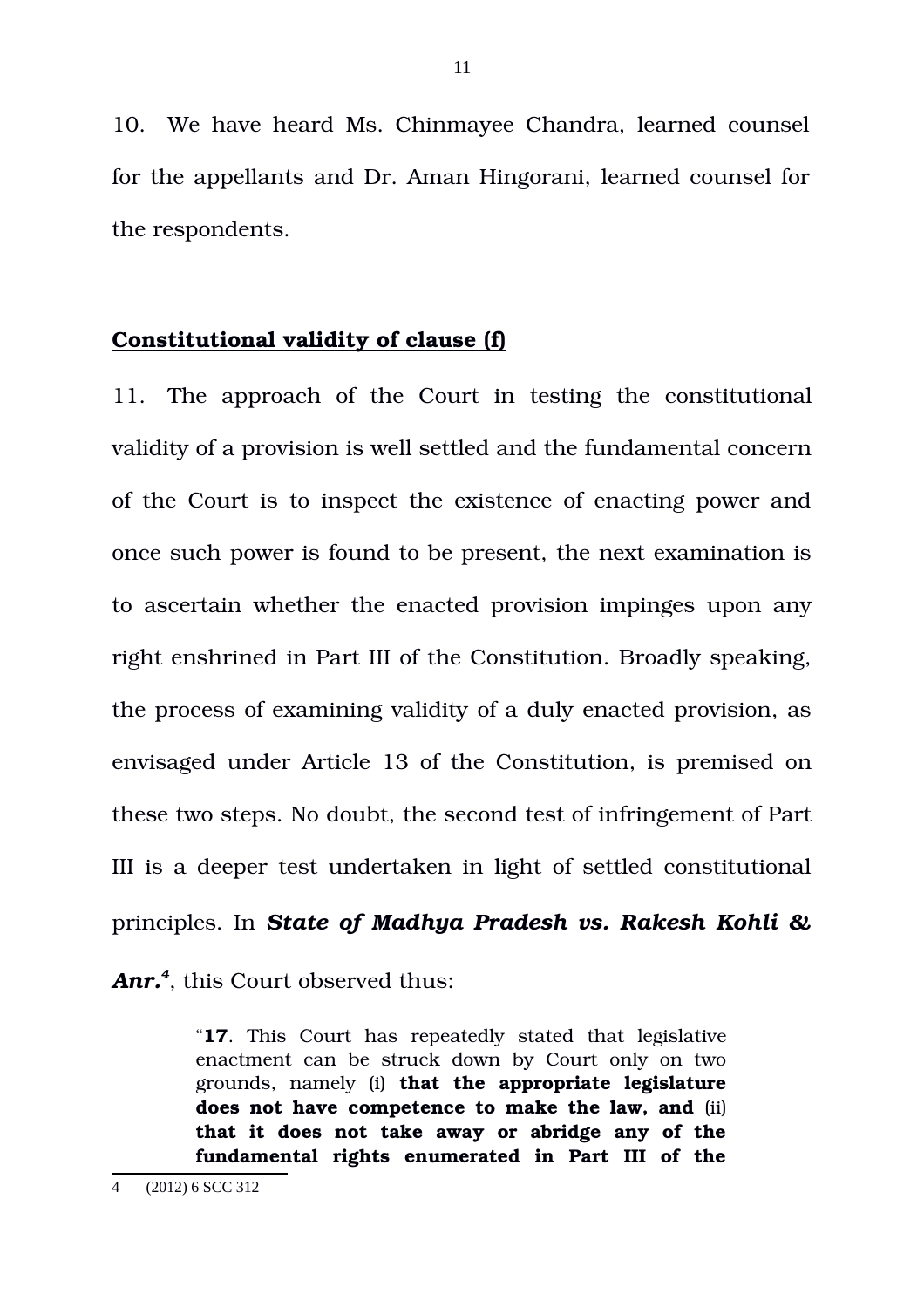10. We have heard Ms. Chinmayee Chandra, learned counsel for the appellants and Dr. Aman Hingorani, learned counsel for the respondents.

**Constitutional validity of clause (f)**

11. The approach of the Court in testing the constitutional validity of a provision is well settled and the fundamental concern of the Court is to inspect the existence of enacting power and once such power is found to be present, the next examination is to ascertain whether the enacted provision impinges upon any right enshrined in Part III of the Constitution. Broadly speaking, the process of examining validity of a duly enacted provision, as envisaged under Article 13 of the Constitution, is premised on these two steps. No doubt, the second test of infringement of Part III is a deeper test undertaken in light of settled constitutional principles. In ***State of Madhya Pradesh vs. Rakesh Kohli & Anr.***[4], this Court observed thus:

> "**17**. This Court has repeatedly stated that legislative enactment can be struck down by Court only on two grounds, namely (i) **that the appropriate legislature does not have competence to make the law, and** (ii) **that it does not take away or abridge any of the fundamental rights enumerated in Part III of the**

---

4 (2012) 6 SCC 312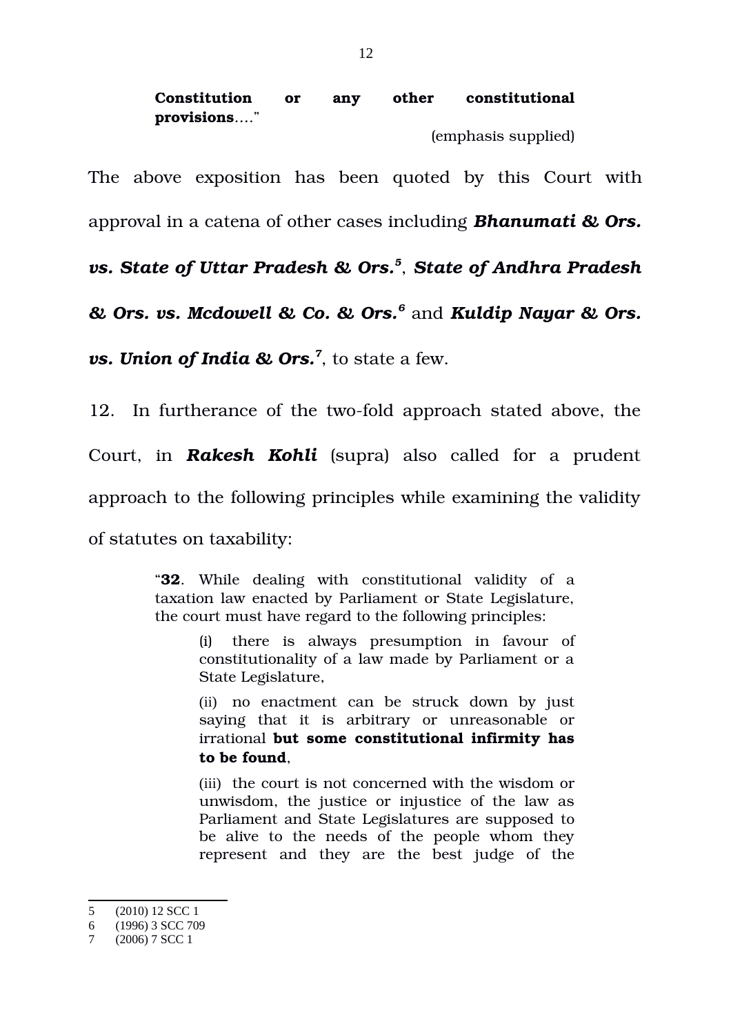> **Constitution or any other constitutional provisions**...."
>
> (emphasis supplied)

The above exposition has been quoted by this Court with approval in a catena of other cases including ***Bhanumati & Ors. vs. State of Uttar Pradesh & Ors.***[5], ***State of Andhra Pradesh & Ors. vs. Mcdowell & Co. & Ors.***[6] and ***Kuldip Nayar & Ors. vs. Union of India & Ors.***[7], to state a few.

12. In furtherance of the two-fold approach stated above, the Court, in ***Rakesh Kohli*** (supra) also called for a prudent approach to the following principles while examining the validity of statutes on taxability:

> "**32**. While dealing with constitutional validity of a taxation law enacted by Parliament or State Legislature, the court must have regard to the following principles:
>
> (i) there is always presumption in favour of constitutionality of a law made by Parliament or a State Legislature,
>
> (ii) no enactment can be struck down by just saying that it is arbitrary or unreasonable or irrational **but some constitutional infirmity has to be found**,
>
> (iii) the court is not concerned with the wisdom or unwisdom, the justice or injustice of the law as Parliament and State Legislatures are supposed to be alive to the needs of the people whom they represent and they are the best judge of the

---

5 (2010) 12 SCC 1

6 (1996) 3 SCC 709

7 (2006) 7 SCC 1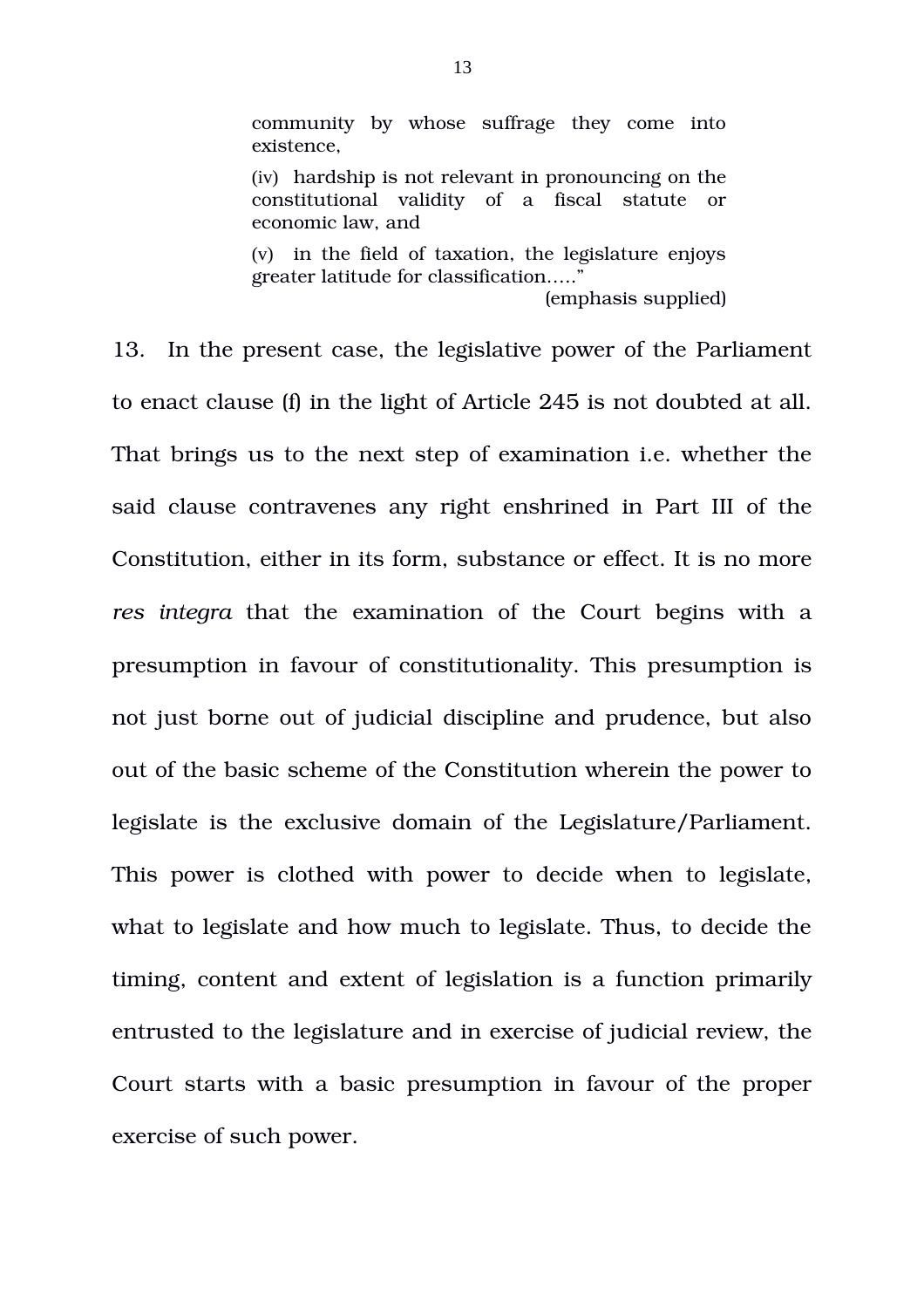> community by whose suffrage they come into existence,
>
> (iv) hardship is not relevant in pronouncing on the constitutional validity of a fiscal statute or economic law, and
>
> (v) in the field of taxation, the legislature enjoys greater latitude for classification….."
>
> (emphasis supplied)

13. In the present case, the legislative power of the Parliament to enact clause (f) in the light of Article 245 is not doubted at all. That brings us to the next step of examination i.e. whether the said clause contravenes any right enshrined in Part III of the Constitution, either in its form, substance or effect. It is no more *res integra* that the examination of the Court begins with a presumption in favour of constitutionality. This presumption is not just borne out of judicial discipline and prudence, but also out of the basic scheme of the Constitution wherein the power to legislate is the exclusive domain of the Legislature/Parliament. This power is clothed with power to decide when to legislate, what to legislate and how much to legislate. Thus, to decide the timing, content and extent of legislation is a function primarily entrusted to the legislature and in exercise of judicial review, the Court starts with a basic presumption in favour of the proper exercise of such power.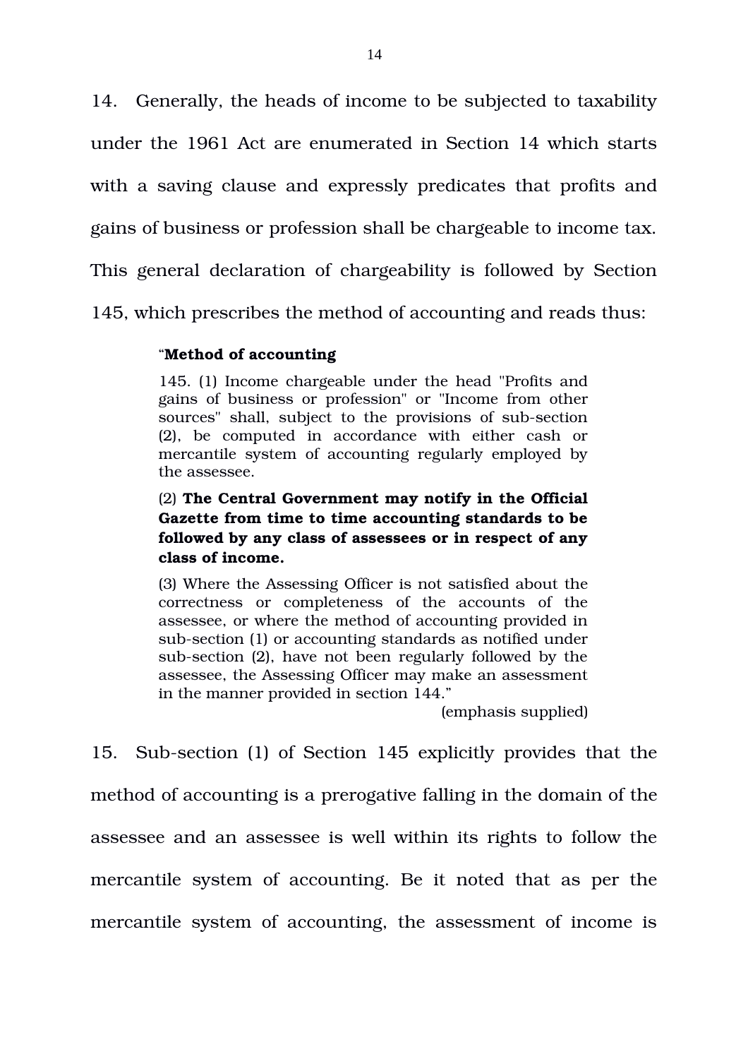14. Generally, the heads of income to be subjected to taxability under the 1961 Act are enumerated in Section 14 which starts with a saving clause and expressly predicates that profits and gains of business or profession shall be chargeable to income tax. This general declaration of chargeability is followed by Section 145, which prescribes the method of accounting and reads thus:

> "**Method of accounting**
>
> 145. (1) Income chargeable under the head "Profits and gains of business or profession" or "Income from other sources" shall, subject to the provisions of sub-section (2), be computed in accordance with either cash or mercantile system of accounting regularly employed by the assessee.
>
> (2) **The Central Government may notify in the Official Gazette from time to time accounting standards to be followed by any class of assessees or in respect of any class of income.**
>
> (3) Where the Assessing Officer is not satisfied about the correctness or completeness of the accounts of the assessee, or where the method of accounting provided in sub-section (1) or accounting standards as notified under sub-section (2), have not been regularly followed by the assessee, the Assessing Officer may make an assessment in the manner provided in section 144."
>
> (emphasis supplied)

15. Sub-section (1) of Section 145 explicitly provides that the method of accounting is a prerogative falling in the domain of the assessee and an assessee is well within its rights to follow the mercantile system of accounting. Be it noted that as per the mercantile system of accounting, the assessment of income is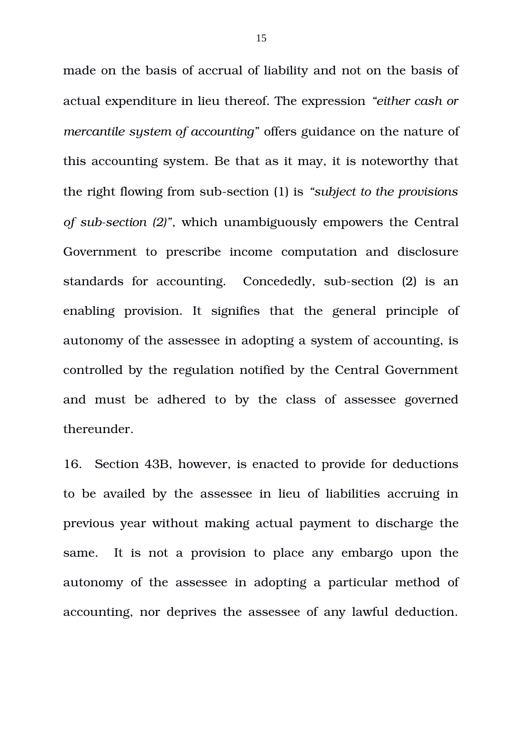made on the basis of accrual of liability and not on the basis of actual expenditure in lieu thereof. The expression *"either cash or mercantile system of accounting"* offers guidance on the nature of this accounting system. Be that as it may, it is noteworthy that the right flowing from sub-section (1) is *"subject to the provisions of sub-section (2)"*, which unambiguously empowers the Central Government to prescribe income computation and disclosure standards for accounting. Concededly, sub-section (2) is an enabling provision. It signifies that the general principle of autonomy of the assessee in adopting a system of accounting, is controlled by the regulation notified by the Central Government and must be adhered to by the class of assessee governed thereunder.

16. Section 43B, however, is enacted to provide for deductions to be availed by the assessee in lieu of liabilities accruing in previous year without making actual payment to discharge the same. It is not a provision to place any embargo upon the autonomy of the assessee in adopting a particular method of accounting, nor deprives the assessee of any lawful deduction.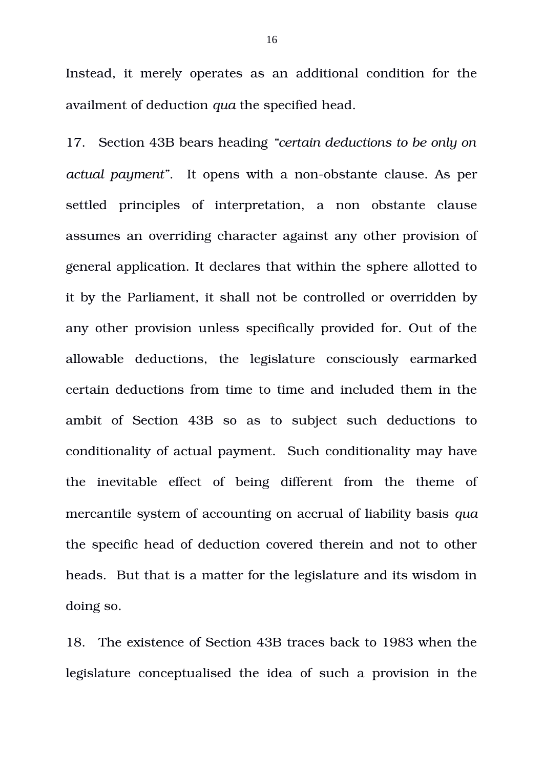Instead, it merely operates as an additional condition for the availment of deduction *qua* the specified head.

17. Section 43B bears heading *"certain deductions to be only on actual payment"*. It opens with a non-obstante clause. As per settled principles of interpretation, a non obstante clause assumes an overriding character against any other provision of general application. It declares that within the sphere allotted to it by the Parliament, it shall not be controlled or overridden by any other provision unless specifically provided for. Out of the allowable deductions, the legislature consciously earmarked certain deductions from time to time and included them in the ambit of Section 43B so as to subject such deductions to conditionality of actual payment. Such conditionality may have the inevitable effect of being different from the theme of mercantile system of accounting on accrual of liability basis *qua* the specific head of deduction covered therein and not to other heads. But that is a matter for the legislature and its wisdom in doing so.

18. The existence of Section 43B traces back to 1983 when the legislature conceptualised the idea of such a provision in the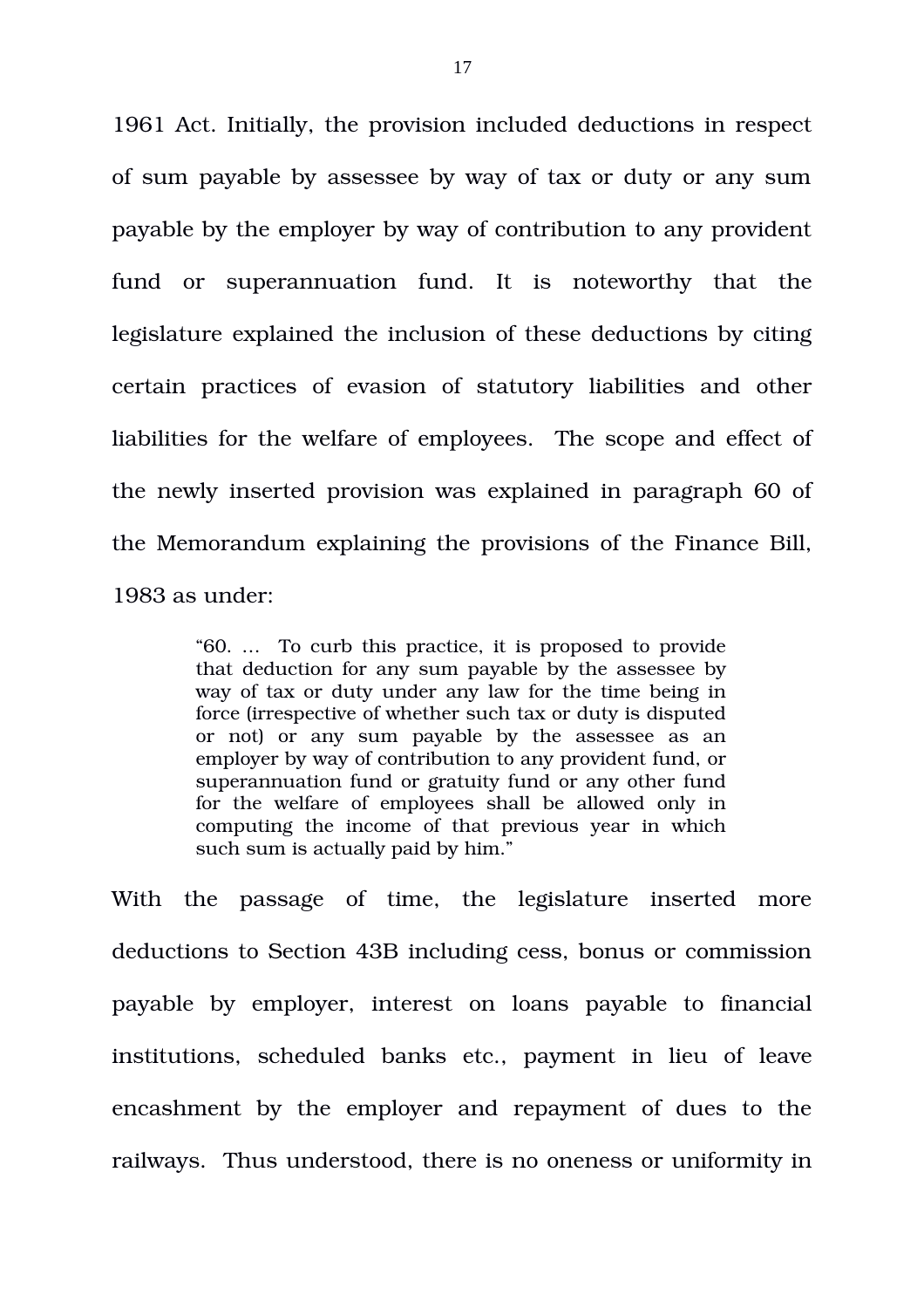1961 Act. Initially, the provision included deductions in respect of sum payable by assessee by way of tax or duty or any sum payable by the employer by way of contribution to any provident fund or superannuation fund. It is noteworthy that the legislature explained the inclusion of these deductions by citing certain practices of evasion of statutory liabilities and other liabilities for the welfare of employees. The scope and effect of the newly inserted provision was explained in paragraph 60 of the Memorandum explaining the provisions of the Finance Bill, 1983 as under:

> "60. ... To curb this practice, it is proposed to provide that deduction for any sum payable by the assessee by way of tax or duty under any law for the time being in force (irrespective of whether such tax or duty is disputed or not) or any sum payable by the assessee as an employer by way of contribution to any provident fund, or superannuation fund or gratuity fund or any other fund for the welfare of employees shall be allowed only in computing the income of that previous year in which such sum is actually paid by him."

With the passage of time, the legislature inserted more deductions to Section 43B including cess, bonus or commission payable by employer, interest on loans payable to financial institutions, scheduled banks etc., payment in lieu of leave encashment by the employer and repayment of dues to the railways. Thus understood, there is no oneness or uniformity in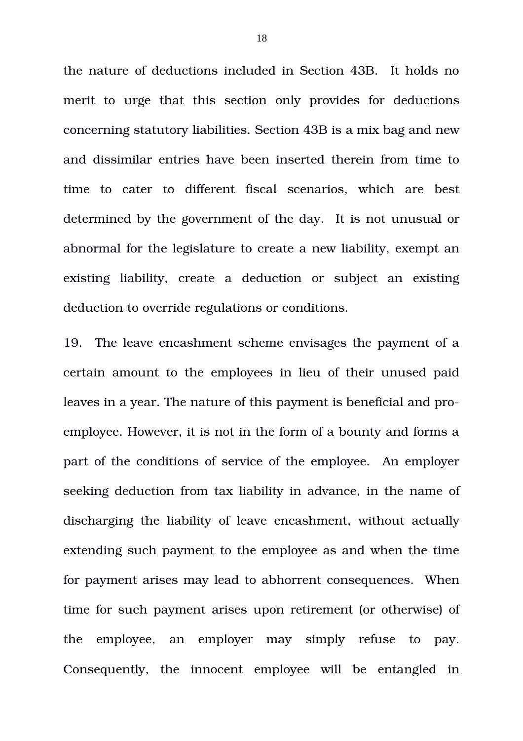the nature of deductions included in Section 43B. It holds no merit to urge that this section only provides for deductions concerning statutory liabilities. Section 43B is a mix bag and new and dissimilar entries have been inserted therein from time to time to cater to different fiscal scenarios, which are best determined by the government of the day. It is not unusual or abnormal for the legislature to create a new liability, exempt an existing liability, create a deduction or subject an existing deduction to override regulations or conditions.

19. The leave encashment scheme envisages the payment of a certain amount to the employees in lieu of their unused paid leaves in a year. The nature of this payment is beneficial and pro-employee. However, it is not in the form of a bounty and forms a part of the conditions of service of the employee. An employer seeking deduction from tax liability in advance, in the name of discharging the liability of leave encashment, without actually extending such payment to the employee as and when the time for payment arises may lead to abhorrent consequences. When time for such payment arises upon retirement (or otherwise) of the employee, an employer may simply refuse to pay. Consequently, the innocent employee will be entangled in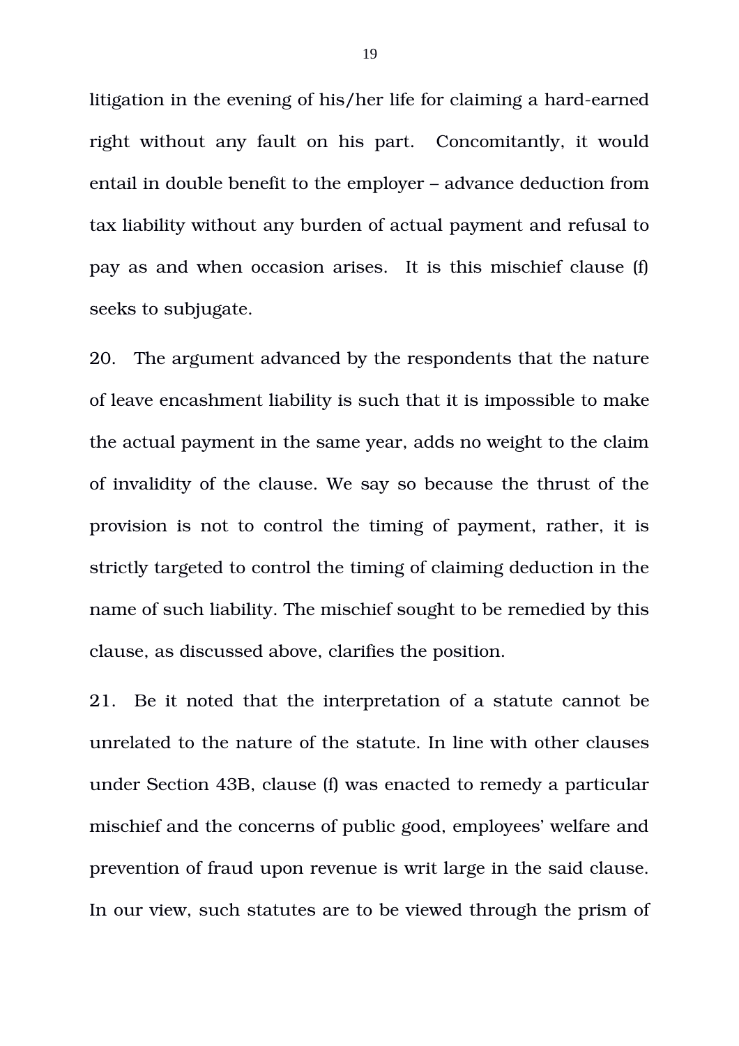litigation in the evening of his/her life for claiming a hard-earned right without any fault on his part. Concomitantly, it would entail in double benefit to the employer – advance deduction from tax liability without any burden of actual payment and refusal to pay as and when occasion arises. It is this mischief clause (f) seeks to subjugate.

20. The argument advanced by the respondents that the nature of leave encashment liability is such that it is impossible to make the actual payment in the same year, adds no weight to the claim of invalidity of the clause. We say so because the thrust of the provision is not to control the timing of payment, rather, it is strictly targeted to control the timing of claiming deduction in the name of such liability. The mischief sought to be remedied by this clause, as discussed above, clarifies the position.

21. Be it noted that the interpretation of a statute cannot be unrelated to the nature of the statute. In line with other clauses under Section 43B, clause (f) was enacted to remedy a particular mischief and the concerns of public good, employees' welfare and prevention of fraud upon revenue is writ large in the said clause. In our view, such statutes are to be viewed through the prism of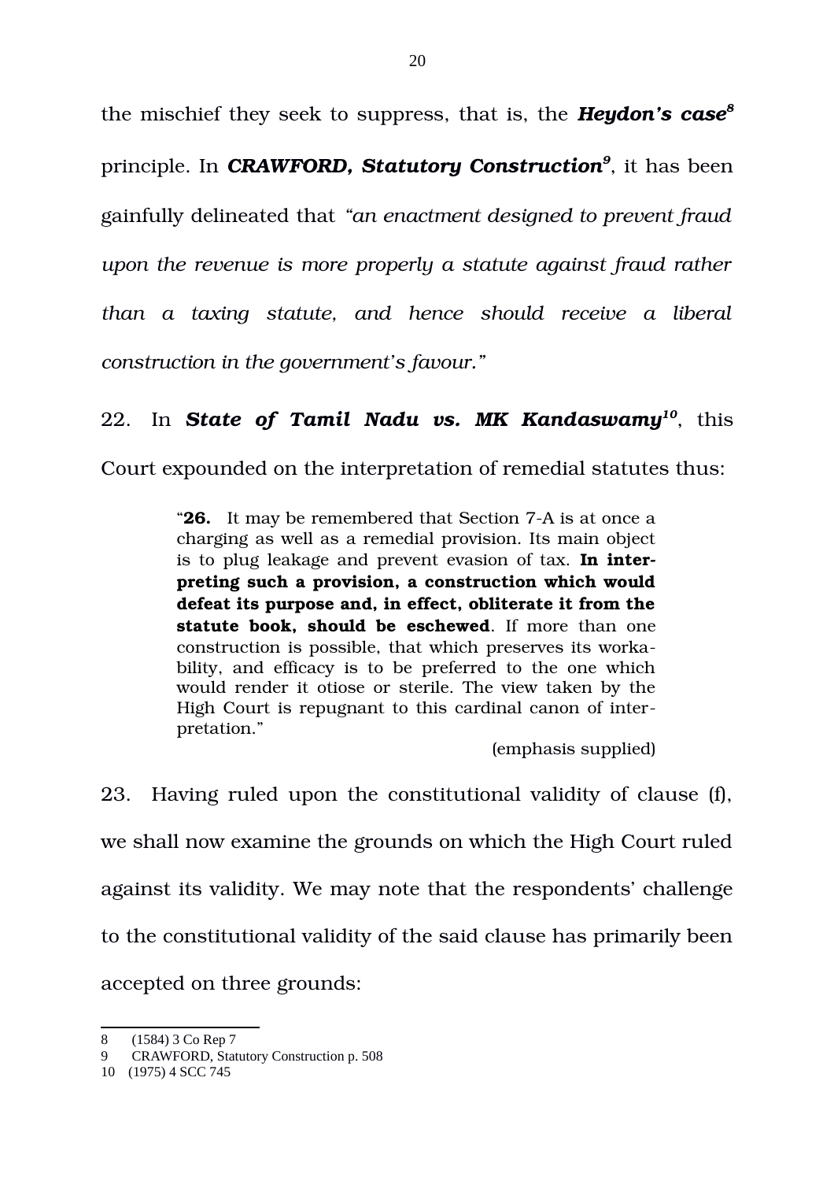the mischief they seek to suppress, that is, the ***Heydon's case***[8] principle. In ***CRAWFORD, Statutory Construction***[9], it has been gainfully delineated that *"an enactment designed to prevent fraud upon the revenue is more properly a statute against fraud rather than a taxing statute, and hence should receive a liberal construction in the government's favour."*

22. In ***State of Tamil Nadu vs. MK Kandaswamy***[10], this Court expounded on the interpretation of remedial statutes thus:

> "**26.** It may be remembered that Section 7-A is at once a charging as well as a remedial provision. Its main object is to plug leakage and prevent evasion of tax. **In interpreting such a provision, a construction which would defeat its purpose and, in effect, obliterate it from the statute book, should be eschewed**. If more than one construction is possible, that which preserves its workability, and efficacy is to be preferred to the one which would render it otiose or sterile. The view taken by the High Court is repugnant to this cardinal canon of interpretation."
>
> (emphasis supplied)

23. Having ruled upon the constitutional validity of clause (f), we shall now examine the grounds on which the High Court ruled against its validity. We may note that the respondents' challenge to the constitutional validity of the said clause has primarily been accepted on three grounds:

---

8 (1584) 3 Co Rep 7

9 CRAWFORD, Statutory Construction p. 508

10 (1975) 4 SCC 745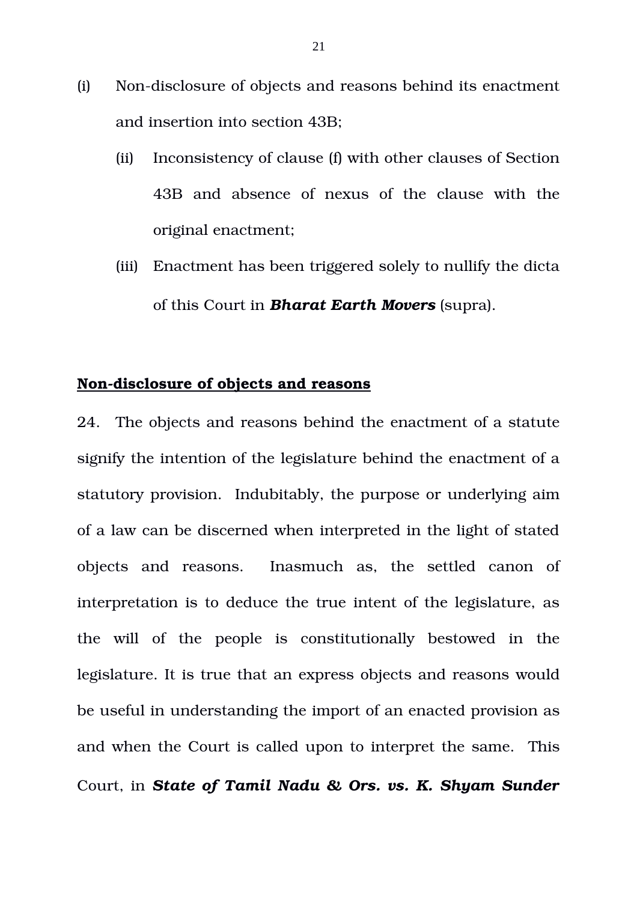(i) Non-disclosure of objects and reasons behind its enactment and insertion into section 43B;

   (ii) Inconsistency of clause (f) with other clauses of Section 43B and absence of nexus of the clause with the original enactment;

   (iii) Enactment has been triggered solely to nullify the dicta of this Court in ***Bharat Earth Movers*** (supra).

**Non-disclosure of objects and reasons**

24. The objects and reasons behind the enactment of a statute signify the intention of the legislature behind the enactment of a statutory provision. Indubitably, the purpose or underlying aim of a law can be discerned when interpreted in the light of stated objects and reasons. Inasmuch as, the settled canon of interpretation is to deduce the true intent of the legislature, as the will of the people is constitutionally bestowed in the legislature. It is true that an express objects and reasons would be useful in understanding the import of an enacted provision as and when the Court is called upon to interpret the same. This Court, in ***State of Tamil Nadu & Ors. vs. K. Shyam Sunder***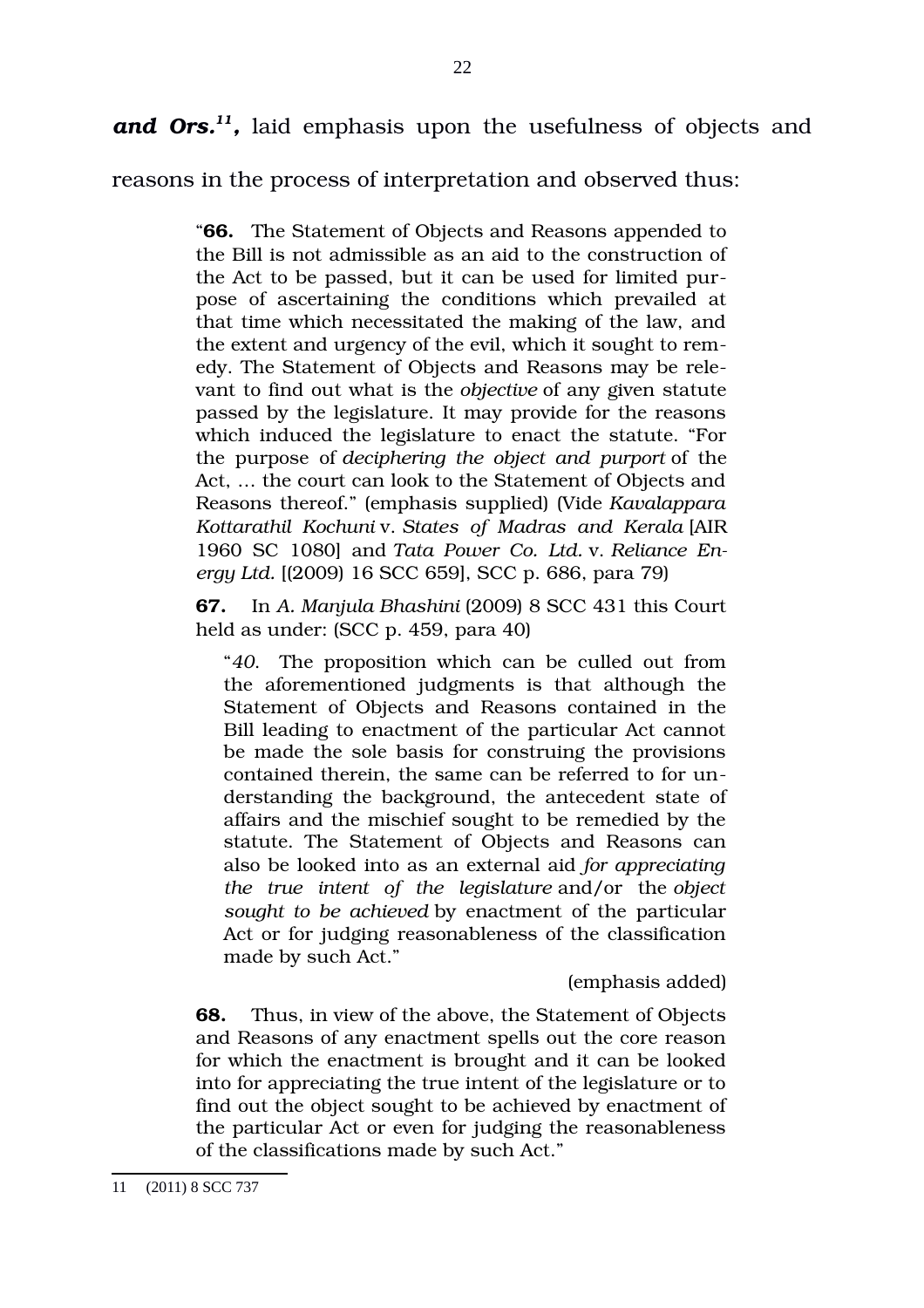***and Ors.***[11]**,** laid emphasis upon the usefulness of objects and reasons in the process of interpretation and observed thus:

> "**66.** The Statement of Objects and Reasons appended to the Bill is not admissible as an aid to the construction of the Act to be passed, but it can be used for limited purpose of ascertaining the conditions which prevailed at that time which necessitated the making of the law, and the extent and urgency of the evil, which it sought to remedy. The Statement of Objects and Reasons may be relevant to find out what is the *objective* of any given statute passed by the legislature. It may provide for the reasons which induced the legislature to enact the statute. "For the purpose of *deciphering the object and purport* of the Act, … the court can look to the Statement of Objects and Reasons thereof." (emphasis supplied) (Vide *Kavalappara Kottarathil Kochuni* v. *States of Madras and Kerala* [AIR 1960 SC 1080] and *Tata Power Co. Ltd.* v. *Reliance Energy Ltd.* [(2009) 16 SCC 659], SCC p. 686, para 79)
>
> **67.** In *A. Manjula Bhashini* (2009) 8 SCC 431 this Court held as under: (SCC p. 459, para 40)
>
> > "*40.* The proposition which can be culled out from the aforementioned judgments is that although the Statement of Objects and Reasons contained in the Bill leading to enactment of the particular Act cannot be made the sole basis for construing the provisions contained therein, the same can be referred to for understanding the background, the antecedent state of affairs and the mischief sought to be remedied by the statute. The Statement of Objects and Reasons can also be looked into as an external aid *for appreciating the true intent of the legislature* and/or the *object sought to be achieved* by enactment of the particular Act or for judging reasonableness of the classification made by such Act."
> >
> > (emphasis added)
>
> **68.** Thus, in view of the above, the Statement of Objects and Reasons of any enactment spells out the core reason for which the enactment is brought and it can be looked into for appreciating the true intent of the legislature or to find out the object sought to be achieved by enactment of the particular Act or even for judging the reasonableness of the classifications made by such Act."

---

11 (2011) 8 SCC 737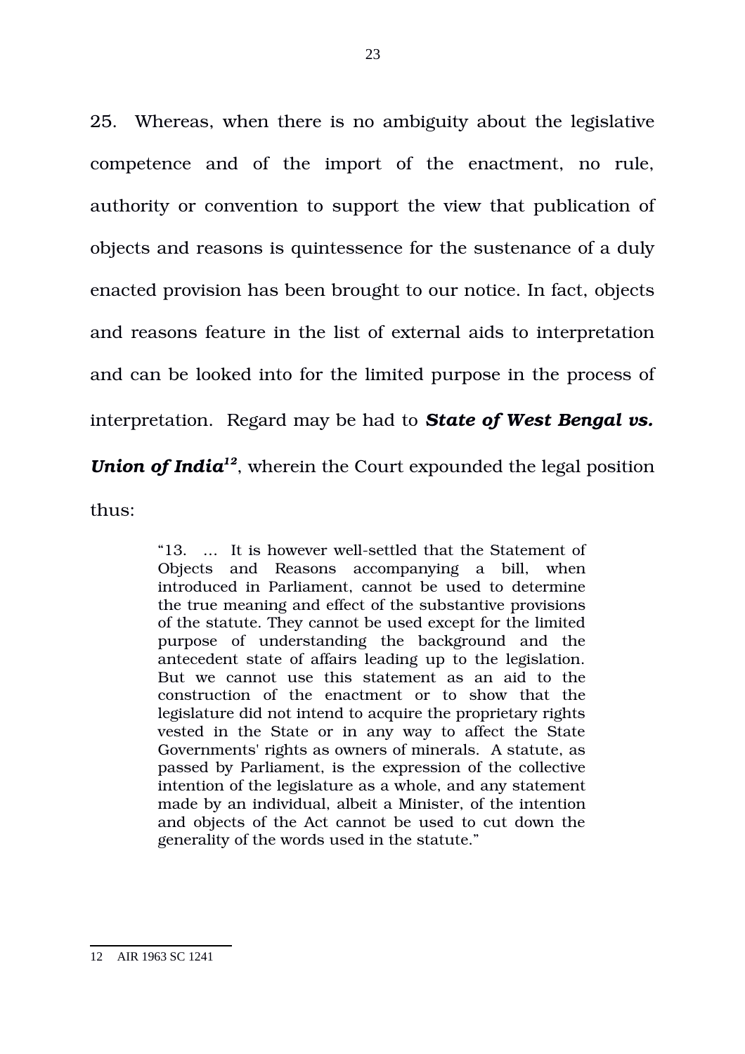25. Whereas, when there is no ambiguity about the legislative competence and of the import of the enactment, no rule, authority or convention to support the view that publication of objects and reasons is quintessence for the sustenance of a duly enacted provision has been brought to our notice. In fact, objects and reasons feature in the list of external aids to interpretation and can be looked into for the limited purpose in the process of interpretation. Regard may be had to ***State of West Bengal vs. Union of India***[12], wherein the Court expounded the legal position thus:

> "13. ... It is however well-settled that the Statement of Objects and Reasons accompanying a bill, when introduced in Parliament, cannot be used to determine the true meaning and effect of the substantive provisions of the statute. They cannot be used except for the limited purpose of understanding the background and the antecedent state of affairs leading up to the legislation. But we cannot use this statement as an aid to the construction of the enactment or to show that the legislature did not intend to acquire the proprietary rights vested in the State or in any way to affect the State Governments' rights as owners of minerals. A statute, as passed by Parliament, is the expression of the collective intention of the legislature as a whole, and any statement made by an individual, albeit a Minister, of the intention and objects of the Act cannot be used to cut down the generality of the words used in the statute."

---

12 AIR 1963 SC 1241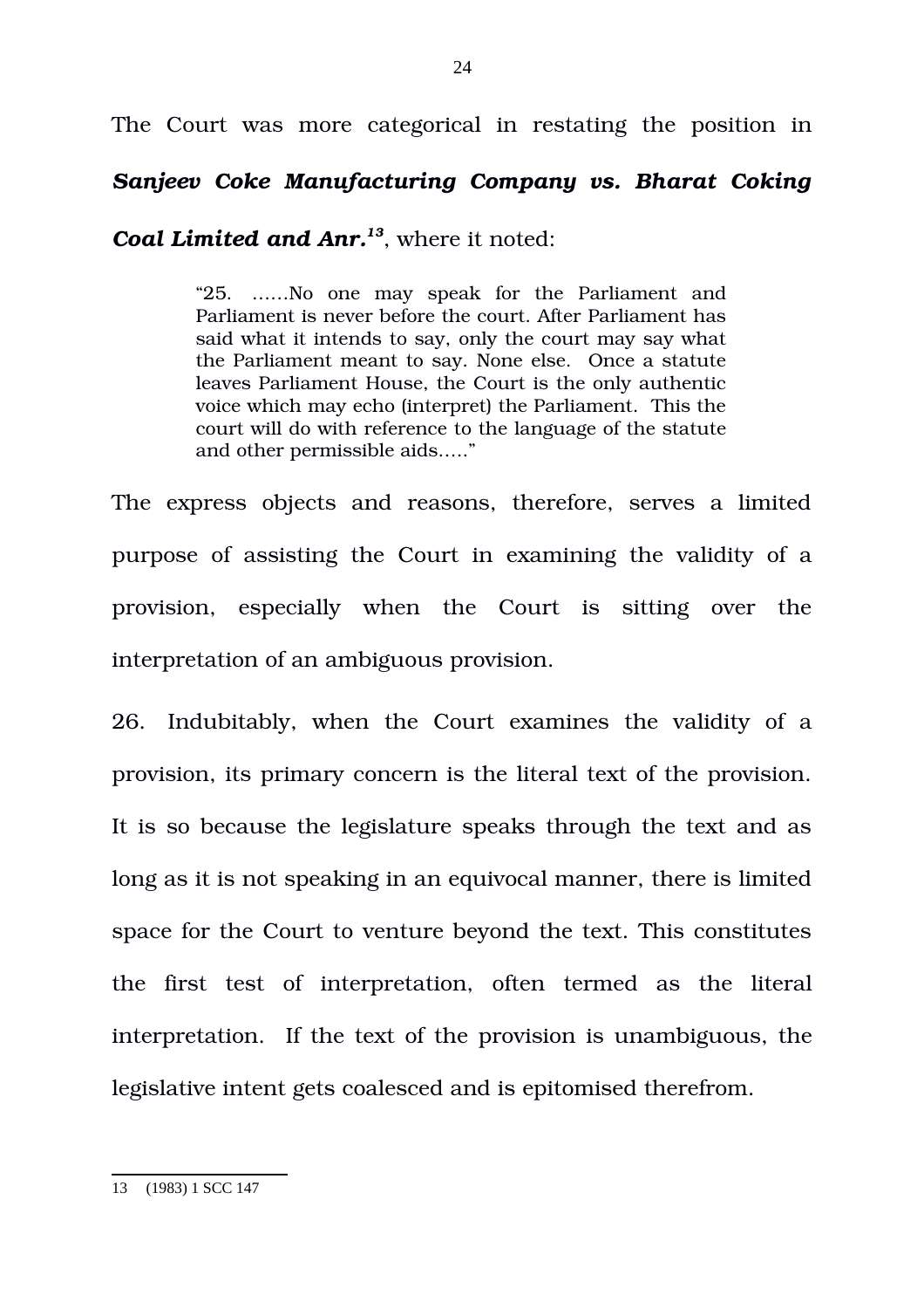The Court was more categorical in restating the position in ***Sanjeev Coke Manufacturing Company vs. Bharat Coking Coal Limited and Anr.***[13], where it noted:

> "25. ......No one may speak for the Parliament and Parliament is never before the court. After Parliament has said what it intends to say, only the court may say what the Parliament meant to say. None else. Once a statute leaves Parliament House, the Court is the only authentic voice which may echo (interpret) the Parliament. This the court will do with reference to the language of the statute and other permissible aids....."

The express objects and reasons, therefore, serves a limited purpose of assisting the Court in examining the validity of a provision, especially when the Court is sitting over the interpretation of an ambiguous provision.

26. Indubitably, when the Court examines the validity of a provision, its primary concern is the literal text of the provision. It is so because the legislature speaks through the text and as long as it is not speaking in an equivocal manner, there is limited space for the Court to venture beyond the text. This constitutes the first test of interpretation, often termed as the literal interpretation. If the text of the provision is unambiguous, the legislative intent gets coalesced and is epitomised therefrom.

---

13 (1983) 1 SCC 147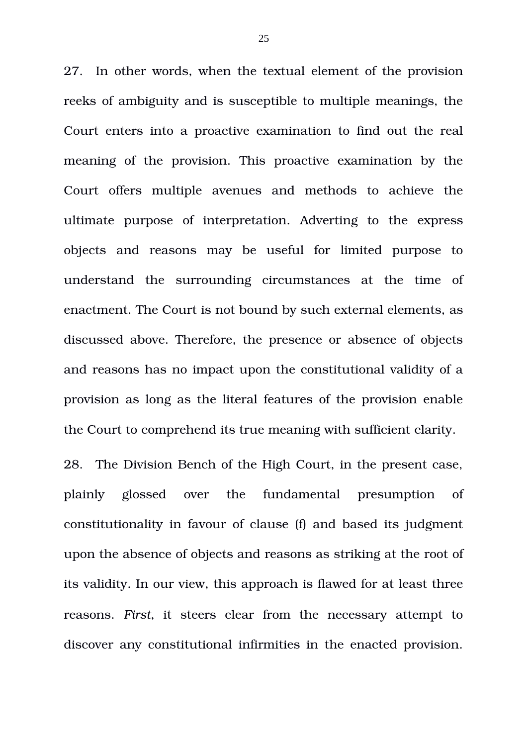27. In other words, when the textual element of the provision reeks of ambiguity and is susceptible to multiple meanings, the Court enters into a proactive examination to find out the real meaning of the provision. This proactive examination by the Court offers multiple avenues and methods to achieve the ultimate purpose of interpretation. Adverting to the express objects and reasons may be useful for limited purpose to understand the surrounding circumstances at the time of enactment. The Court is not bound by such external elements, as discussed above. Therefore, the presence or absence of objects and reasons has no impact upon the constitutional validity of a provision as long as the literal features of the provision enable the Court to comprehend its true meaning with sufficient clarity.

28. The Division Bench of the High Court, in the present case, plainly glossed over the fundamental presumption of constitutionality in favour of clause (f) and based its judgment upon the absence of objects and reasons as striking at the root of its validity. In our view, this approach is flawed for at least three reasons. *First*, it steers clear from the necessary attempt to discover any constitutional infirmities in the enacted provision.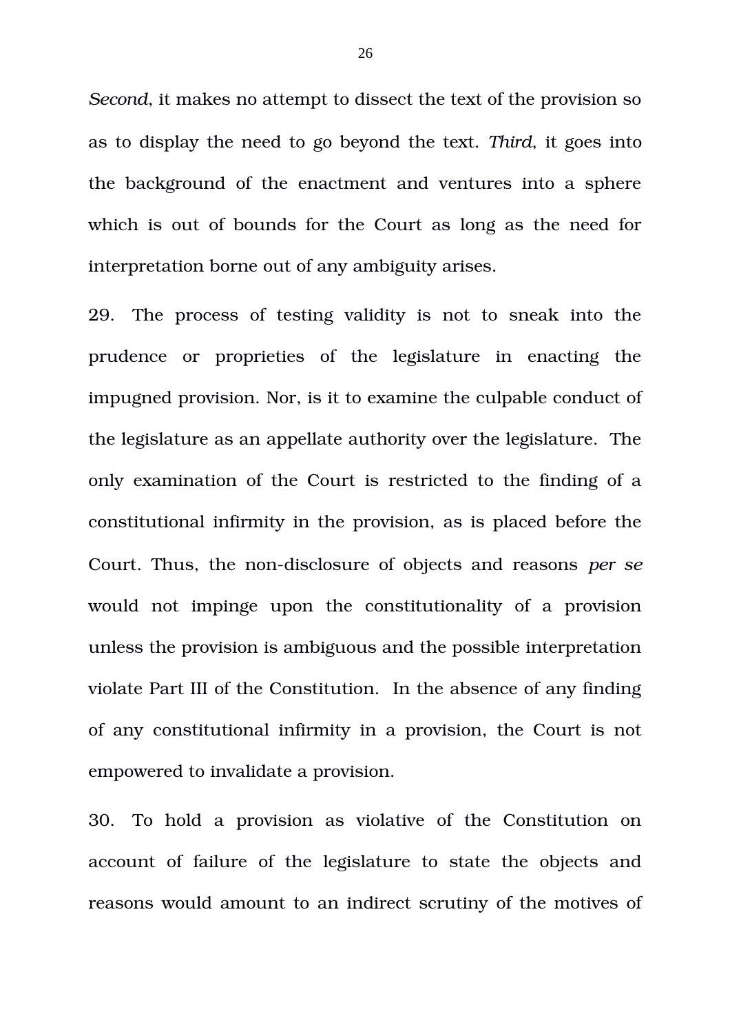*Second*, it makes no attempt to dissect the text of the provision so as to display the need to go beyond the text. *Third*, it goes into the background of the enactment and ventures into a sphere which is out of bounds for the Court as long as the need for interpretation borne out of any ambiguity arises.

29. The process of testing validity is not to sneak into the prudence or proprieties of the legislature in enacting the impugned provision. Nor, is it to examine the culpable conduct of the legislature as an appellate authority over the legislature. The only examination of the Court is restricted to the finding of a constitutional infirmity in the provision, as is placed before the Court. Thus, the non-disclosure of objects and reasons *per se* would not impinge upon the constitutionality of a provision unless the provision is ambiguous and the possible interpretation violate Part III of the Constitution. In the absence of any finding of any constitutional infirmity in a provision, the Court is not empowered to invalidate a provision.

30. To hold a provision as violative of the Constitution on account of failure of the legislature to state the objects and reasons would amount to an indirect scrutiny of the motives of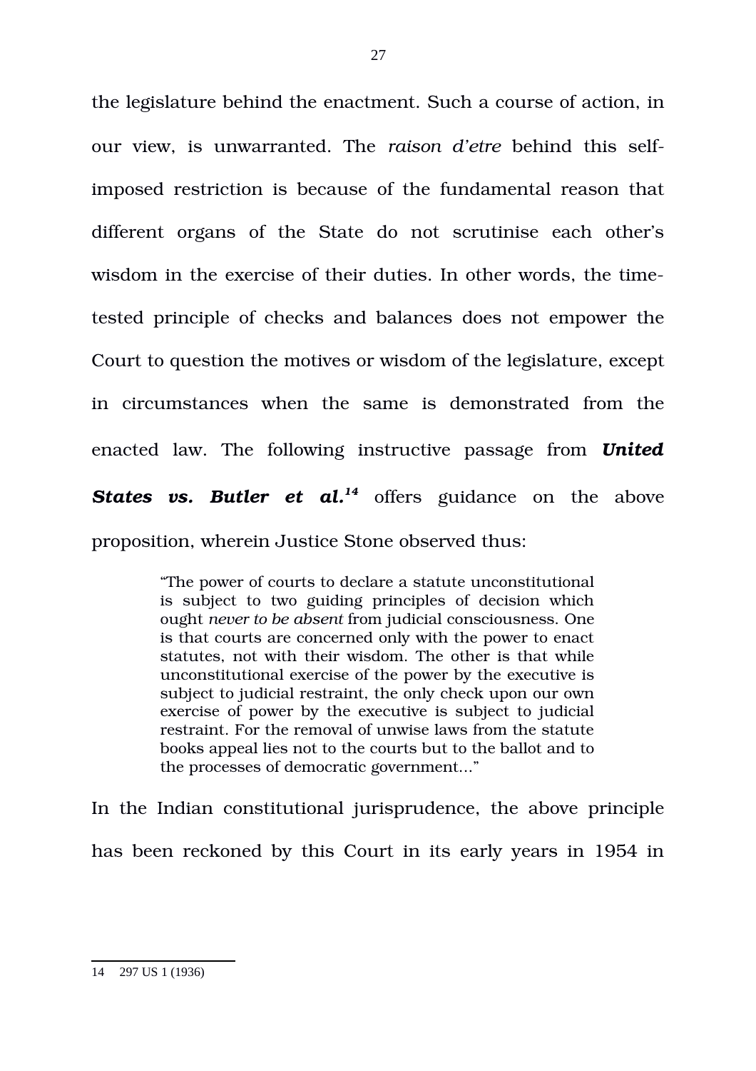the legislature behind the enactment. Such a course of action, in our view, is unwarranted. The *raison d'etre* behind this self-imposed restriction is because of the fundamental reason that different organs of the State do not scrutinise each other's wisdom in the exercise of their duties. In other words, the time-tested principle of checks and balances does not empower the Court to question the motives or wisdom of the legislature, except in circumstances when the same is demonstrated from the enacted law. The following instructive passage from ***United States vs. Butler et al.***[14] offers guidance on the above proposition, wherein Justice Stone observed thus:

> "The power of courts to declare a statute unconstitutional is subject to two guiding principles of decision which ought *never to be absent* from judicial consciousness. One is that courts are concerned only with the power to enact statutes, not with their wisdom. The other is that while unconstitutional exercise of the power by the executive is subject to judicial restraint, the only check upon our own exercise of power by the executive is subject to judicial restraint. For the removal of unwise laws from the statute books appeal lies not to the courts but to the ballot and to the processes of democratic government..."

In the Indian constitutional jurisprudence, the above principle has been reckoned by this Court in its early years in 1954 in

---

14 297 US 1 (1936)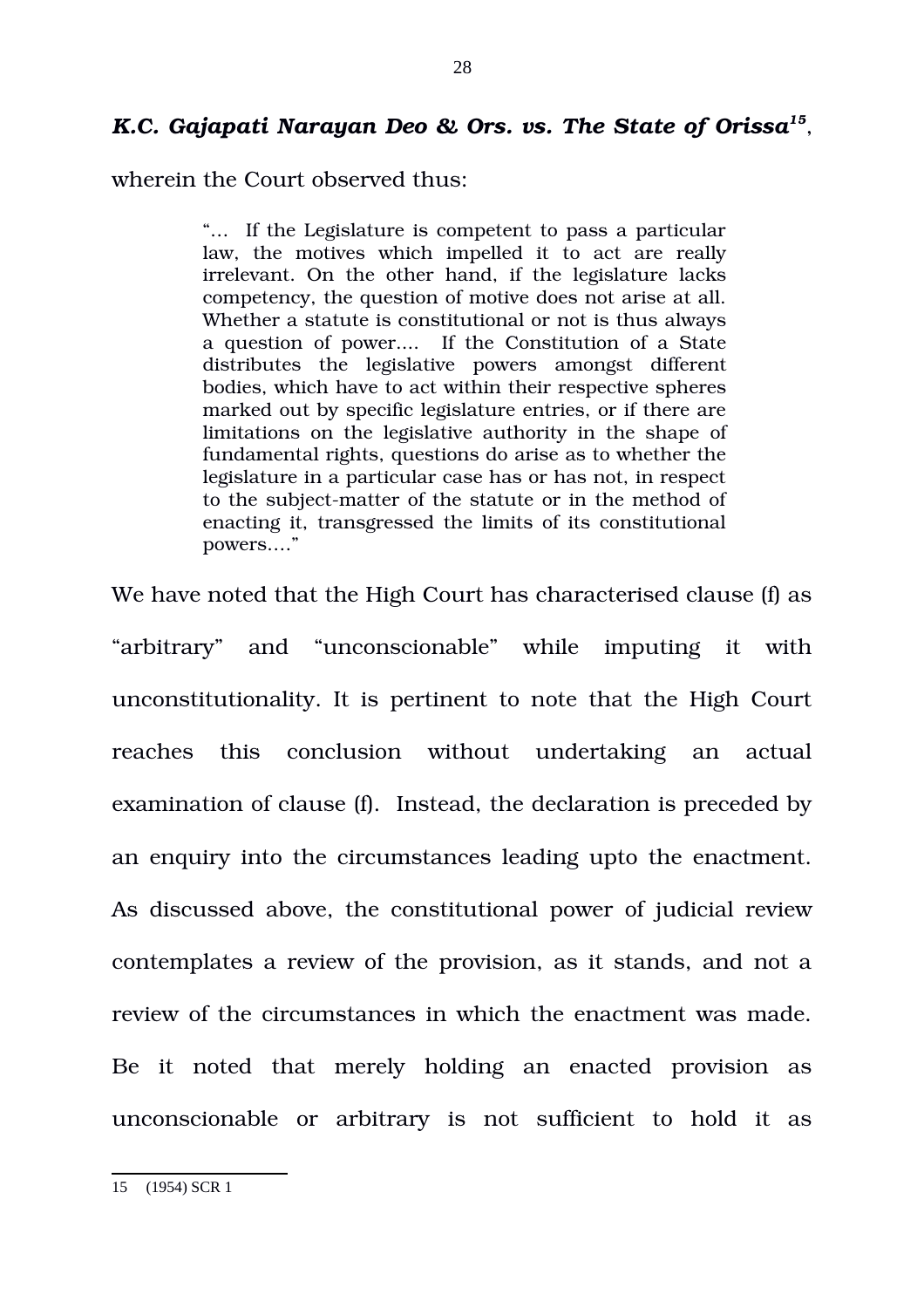***K.C. Gajapati Narayan Deo & Ors. vs. The State of Orissa***[15],

wherein the Court observed thus:

> "… If the Legislature is competent to pass a particular law, the motives which impelled it to act are really irrelevant. On the other hand, if the legislature lacks competency, the question of motive does not arise at all. Whether a statute is constitutional or not is thus always a question of power…. If the Constitution of a State distributes the legislative powers amongst different bodies, which have to act within their respective spheres marked out by specific legislature entries, or if there are limitations on the legislative authority in the shape of fundamental rights, questions do arise as to whether the legislature in a particular case has or has not, in respect to the subject-matter of the statute or in the method of enacting it, transgressed the limits of its constitutional powers…."

We have noted that the High Court has characterised clause (f) as "arbitrary" and "unconscionable" while imputing it with unconstitutionality. It is pertinent to note that the High Court reaches this conclusion without undertaking an actual examination of clause (f). Instead, the declaration is preceded by an enquiry into the circumstances leading upto the enactment. As discussed above, the constitutional power of judicial review contemplates a review of the provision, as it stands, and not a review of the circumstances in which the enactment was made. Be it noted that merely holding an enacted provision as unconscionable or arbitrary is not sufficient to hold it as

---

15 (1954) SCR 1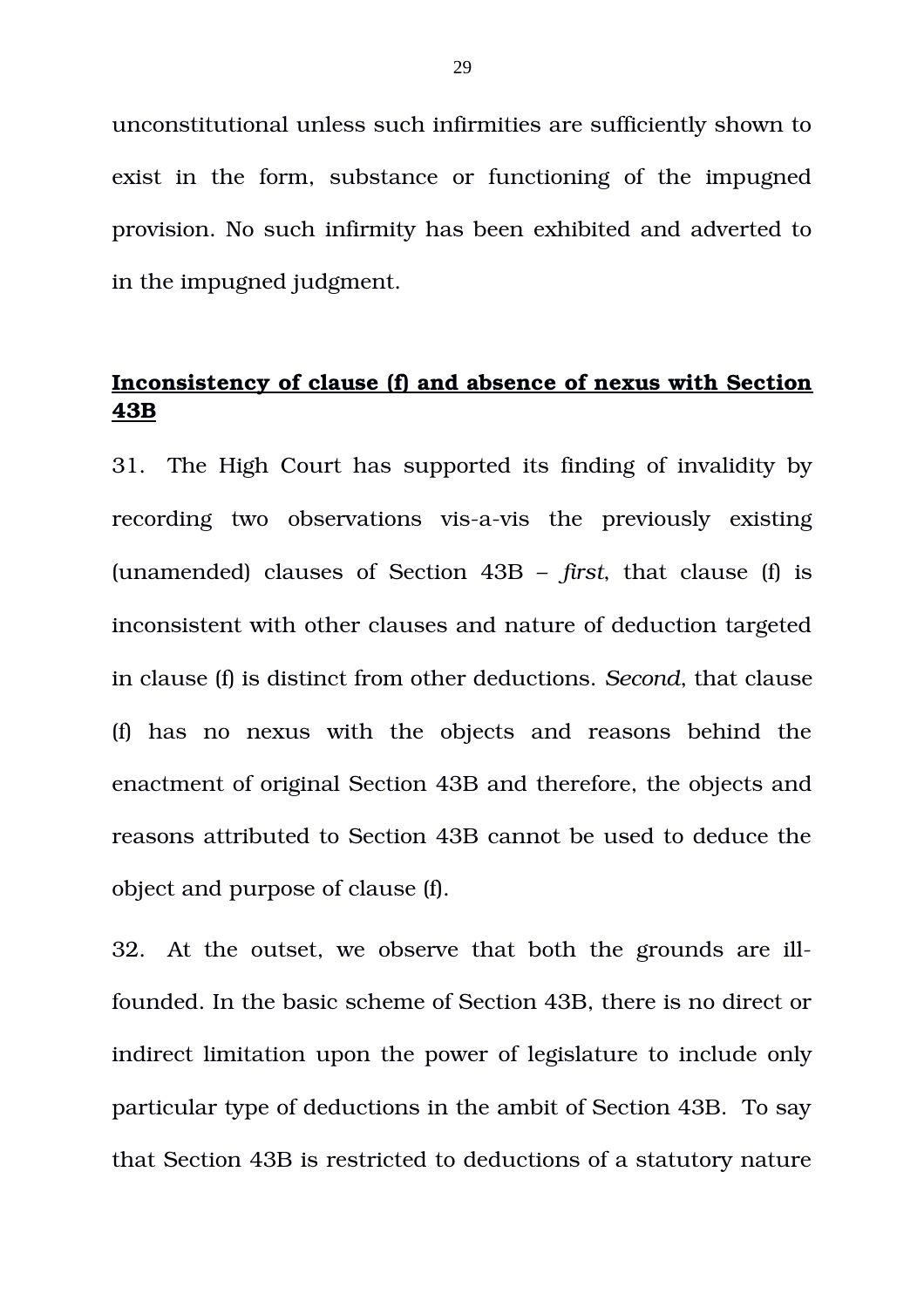unconstitutional unless such infirmities are sufficiently shown to exist in the form, substance or functioning of the impugned provision. No such infirmity has been exhibited and adverted to in the impugned judgment.

**Inconsistency of clause (f) and absence of nexus with Section 43B**

31. The High Court has supported its finding of invalidity by recording two observations vis-a-vis the previously existing (unamended) clauses of Section 43B – *first*, that clause (f) is inconsistent with other clauses and nature of deduction targeted in clause (f) is distinct from other deductions. *Second*, that clause (f) has no nexus with the objects and reasons behind the enactment of original Section 43B and therefore, the objects and reasons attributed to Section 43B cannot be used to deduce the object and purpose of clause (f).

32. At the outset, we observe that both the grounds are ill-founded. In the basic scheme of Section 43B, there is no direct or indirect limitation upon the power of legislature to include only particular type of deductions in the ambit of Section 43B. To say that Section 43B is restricted to deductions of a statutory nature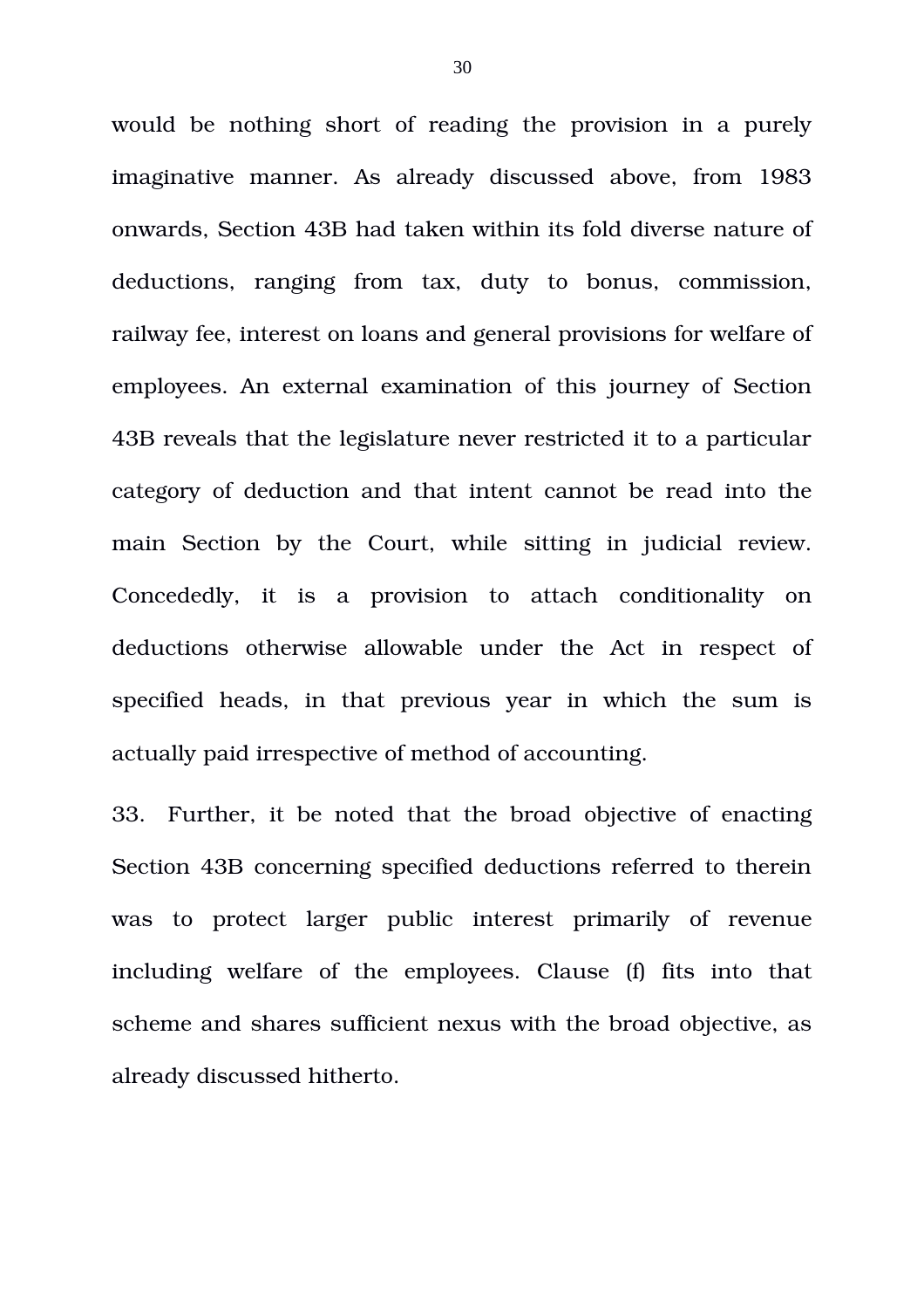would be nothing short of reading the provision in a purely imaginative manner. As already discussed above, from 1983 onwards, Section 43B had taken within its fold diverse nature of deductions, ranging from tax, duty to bonus, commission, railway fee, interest on loans and general provisions for welfare of employees. An external examination of this journey of Section 43B reveals that the legislature never restricted it to a particular category of deduction and that intent cannot be read into the main Section by the Court, while sitting in judicial review. Concededly, it is a provision to attach conditionality on deductions otherwise allowable under the Act in respect of specified heads, in that previous year in which the sum is actually paid irrespective of method of accounting.

33. Further, it be noted that the broad objective of enacting Section 43B concerning specified deductions referred to therein was to protect larger public interest primarily of revenue including welfare of the employees. Clause (f) fits into that scheme and shares sufficient nexus with the broad objective, as already discussed hitherto.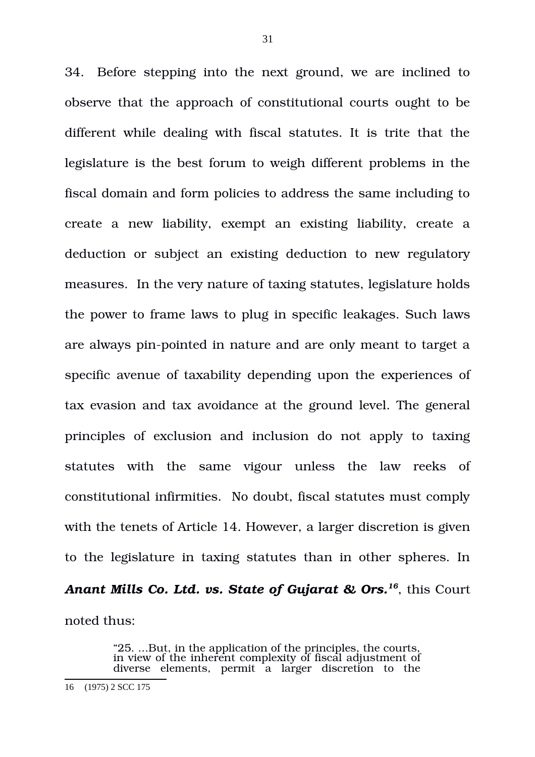34. Before stepping into the next ground, we are inclined to observe that the approach of constitutional courts ought to be different while dealing with fiscal statutes. It is trite that the legislature is the best forum to weigh different problems in the fiscal domain and form policies to address the same including to create a new liability, exempt an existing liability, create a deduction or subject an existing deduction to new regulatory measures. In the very nature of taxing statutes, legislature holds the power to frame laws to plug in specific leakages. Such laws are always pin-pointed in nature and are only meant to target a specific avenue of taxability depending upon the experiences of tax evasion and tax avoidance at the ground level. The general principles of exclusion and inclusion do not apply to taxing statutes with the same vigour unless the law reeks of constitutional infirmities. No doubt, fiscal statutes must comply with the tenets of Article 14. However, a larger discretion is given to the legislature in taxing statutes than in other spheres. In ***Anant Mills Co. Ltd. vs. State of Gujarat & Ors.***[16], this Court noted thus:

> "25. ...But, in the application of the principles, the courts, in view of the inherent complexity of fiscal adjustment of diverse elements, permit a larger discretion to the

16 (1975) 2 SCC 175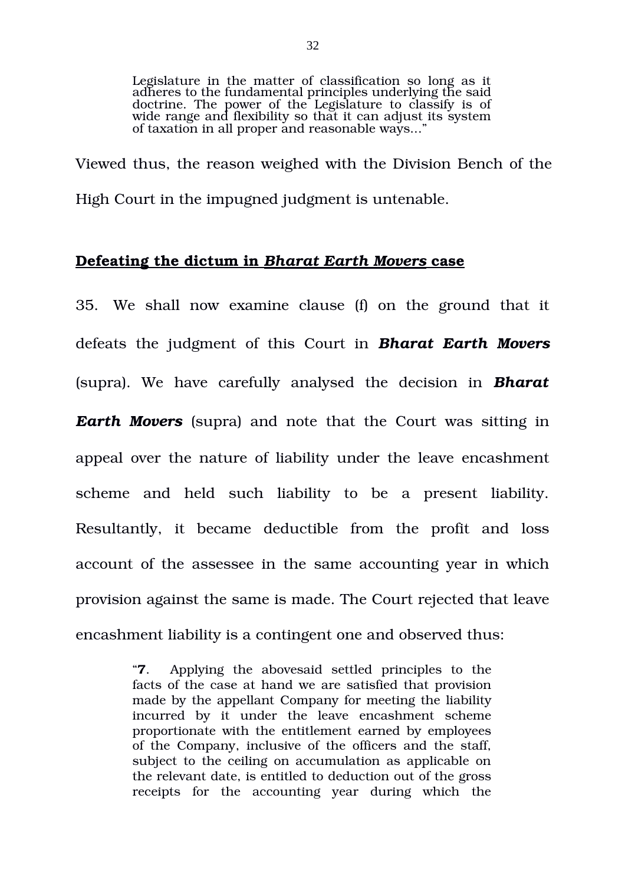> Legislature in the matter of classification so long as it adheres to the fundamental principles underlying the said doctrine. The power of the Legislature to classify is of wide range and flexibility so that it can adjust its system of taxation in all proper and reasonable ways..."

Viewed thus, the reason weighed with the Division Bench of the High Court in the impugned judgment is untenable.

## **Defeating the dictum in *Bharat Earth Movers* case**

35. We shall now examine clause (f) on the ground that it defeats the judgment of this Court in ***Bharat Earth Movers*** (supra). We have carefully analysed the decision in ***Bharat Earth Movers*** (supra) and note that the Court was sitting in appeal over the nature of liability under the leave encashment scheme and held such liability to be a present liability. Resultantly, it became deductible from the profit and loss account of the assessee in the same accounting year in which provision against the same is made. The Court rejected that leave encashment liability is a contingent one and observed thus:

> "**7**. Applying the abovesaid settled principles to the facts of the case at hand we are satisfied that provision made by the appellant Company for meeting the liability incurred by it under the leave encashment scheme proportionate with the entitlement earned by employees of the Company, inclusive of the officers and the staff, subject to the ceiling on accumulation as applicable on the relevant date, is entitled to deduction out of the gross receipts for the accounting year during which the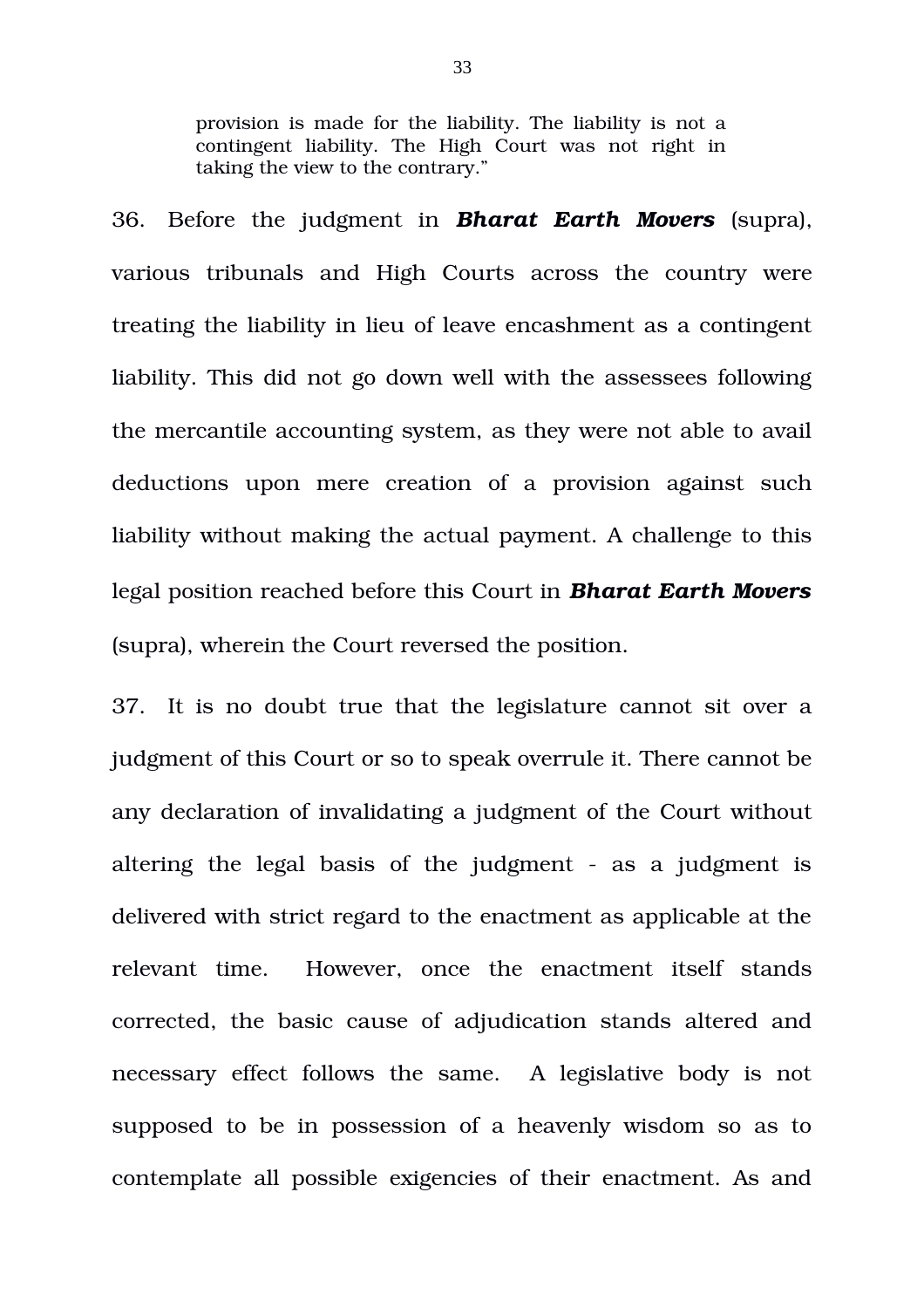> provision is made for the liability. The liability is not a contingent liability. The High Court was not right in taking the view to the contrary."

36. Before the judgment in ***Bharat Earth Movers*** (supra), various tribunals and High Courts across the country were treating the liability in lieu of leave encashment as a contingent liability. This did not go down well with the assessees following the mercantile accounting system, as they were not able to avail deductions upon mere creation of a provision against such liability without making the actual payment. A challenge to this legal position reached before this Court in ***Bharat Earth Movers*** (supra), wherein the Court reversed the position.

37. It is no doubt true that the legislature cannot sit over a judgment of this Court or so to speak overrule it. There cannot be any declaration of invalidating a judgment of the Court without altering the legal basis of the judgment - as a judgment is delivered with strict regard to the enactment as applicable at the relevant time. However, once the enactment itself stands corrected, the basic cause of adjudication stands altered and necessary effect follows the same. A legislative body is not supposed to be in possession of a heavenly wisdom so as to contemplate all possible exigencies of their enactment. As and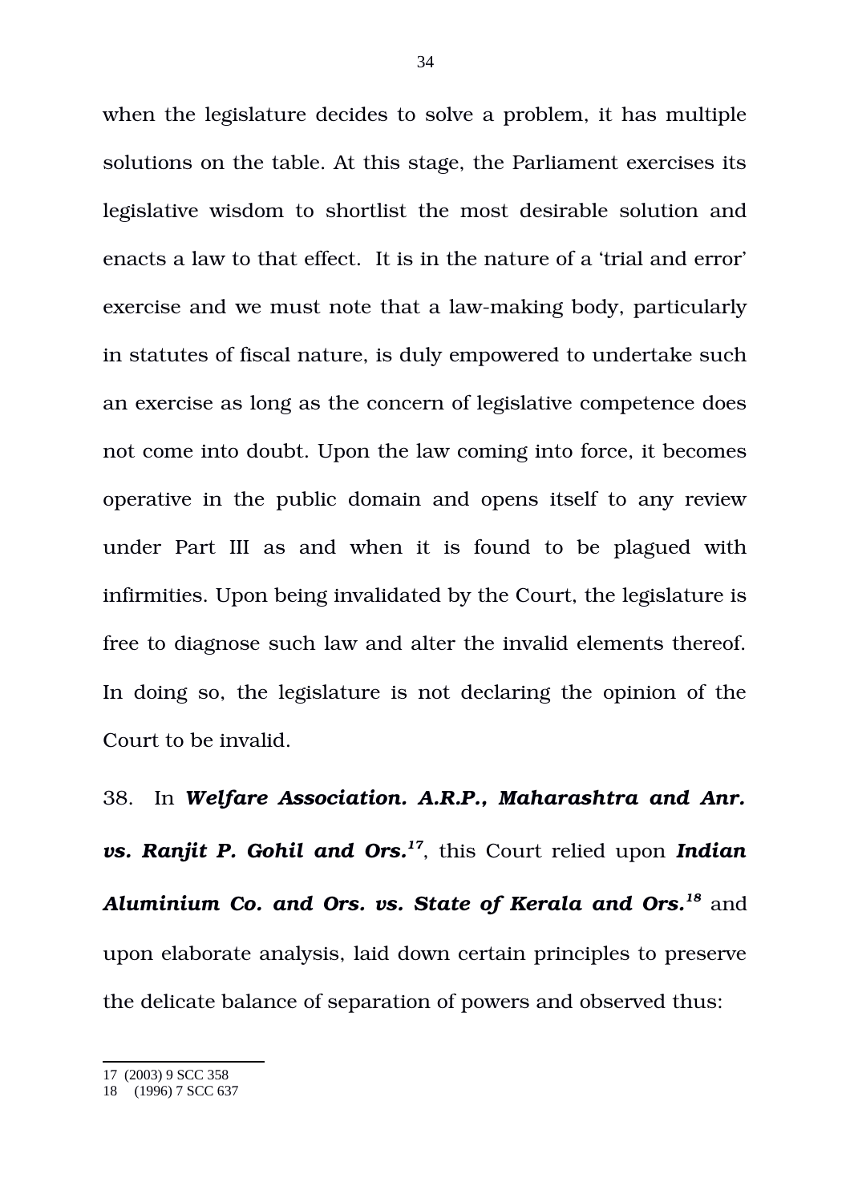when the legislature decides to solve a problem, it has multiple solutions on the table. At this stage, the Parliament exercises its legislative wisdom to shortlist the most desirable solution and enacts a law to that effect. It is in the nature of a 'trial and error' exercise and we must note that a law-making body, particularly in statutes of fiscal nature, is duly empowered to undertake such an exercise as long as the concern of legislative competence does not come into doubt. Upon the law coming into force, it becomes operative in the public domain and opens itself to any review under Part III as and when it is found to be plagued with infirmities. Upon being invalidated by the Court, the legislature is free to diagnose such law and alter the invalid elements thereof. In doing so, the legislature is not declaring the opinion of the Court to be invalid.

38. In ***Welfare Association. A.R.P., Maharashtra and Anr. vs. Ranjit P. Gohil and Ors.***[17], this Court relied upon ***Indian Aluminium Co. and Ors. vs. State of Kerala and Ors.***[18] and upon elaborate analysis, laid down certain principles to preserve the delicate balance of separation of powers and observed thus:

---

17 (2003) 9 SCC 358

18 (1996) 7 SCC 637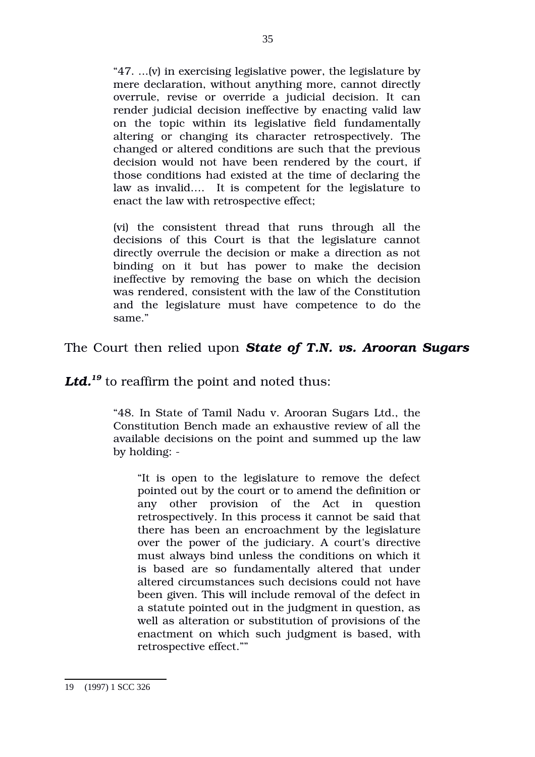> "47. ...(v) in exercising legislative power, the legislature by mere declaration, without anything more, cannot directly overrule, revise or override a judicial decision. It can render judicial decision ineffective by enacting valid law on the topic within its legislative field fundamentally altering or changing its character retrospectively. The changed or altered conditions are such that the previous decision would not have been rendered by the court, if those conditions had existed at the time of declaring the law as invalid.... It is competent for the legislature to enact the law with retrospective effect;
>
> (vi) the consistent thread that runs through all the decisions of this Court is that the legislature cannot directly overrule the decision or make a direction as not binding on it but has power to make the decision ineffective by removing the base on which the decision was rendered, consistent with the law of the Constitution and the legislature must have competence to do the same."

The Court then relied upon ***State of T.N. vs. Arooran Sugars Ltd.***[19] to reaffirm the point and noted thus:

> "48. In State of Tamil Nadu v. Arooran Sugars Ltd., the Constitution Bench made an exhaustive review of all the available decisions on the point and summed up the law by holding: -
>
> > "It is open to the legislature to remove the defect pointed out by the court or to amend the definition or any other provision of the Act in question retrospectively. In this process it cannot be said that there has been an encroachment by the legislature over the power of the judiciary. A court's directive must always bind unless the conditions on which it is based are so fundamentally altered that under altered circumstances such decisions could not have been given. This will include removal of the defect in a statute pointed out in the judgment in question, as well as alteration or substitution of provisions of the enactment on which such judgment is based, with retrospective effect.""

---

19 (1997) 1 SCC 326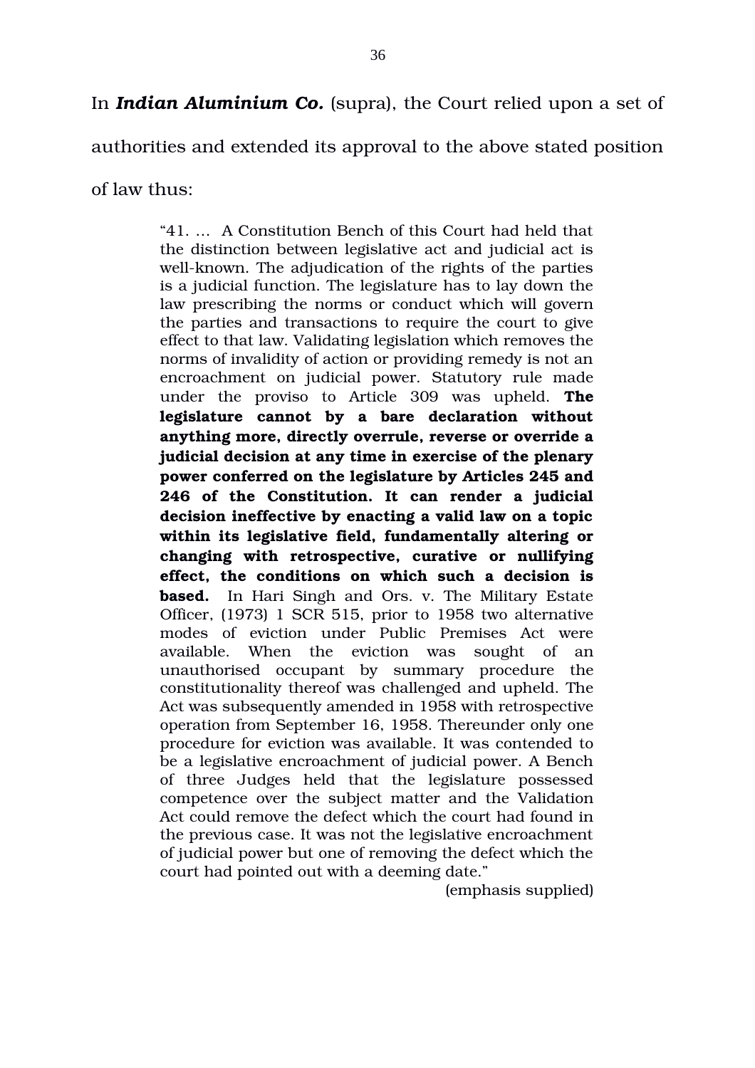In ***Indian Aluminium Co.*** (supra), the Court relied upon a set of authorities and extended its approval to the above stated position of law thus:

> "41. … A Constitution Bench of this Court had held that the distinction between legislative act and judicial act is well-known. The adjudication of the rights of the parties is a judicial function. The legislature has to lay down the law prescribing the norms or conduct which will govern the parties and transactions to require the court to give effect to that law. Validating legislation which removes the norms of invalidity of action or providing remedy is not an encroachment on judicial power. Statutory rule made under the proviso to Article 309 was upheld. **The legislature cannot by a bare declaration without anything more, directly overrule, reverse or override a judicial decision at any time in exercise of the plenary power conferred on the legislature by Articles 245 and 246 of the Constitution. It can render a judicial decision ineffective by enacting a valid law on a topic within its legislative field, fundamentally altering or changing with retrospective, curative or nullifying effect, the conditions on which such a decision is based.** In Hari Singh and Ors. v. The Military Estate Officer, (1973) 1 SCR 515, prior to 1958 two alternative modes of eviction under Public Premises Act were available. When the eviction was sought of an unauthorised occupant by summary procedure the constitutionality thereof was challenged and upheld. The Act was subsequently amended in 1958 with retrospective operation from September 16, 1958. Thereunder only one procedure for eviction was available. It was contended to be a legislative encroachment of judicial power. A Bench of three Judges held that the legislature possessed competence over the subject matter and the Validation Act could remove the defect which the court had found in the previous case. It was not the legislative encroachment of judicial power but one of removing the defect which the court had pointed out with a deeming date."
>
> (emphasis supplied)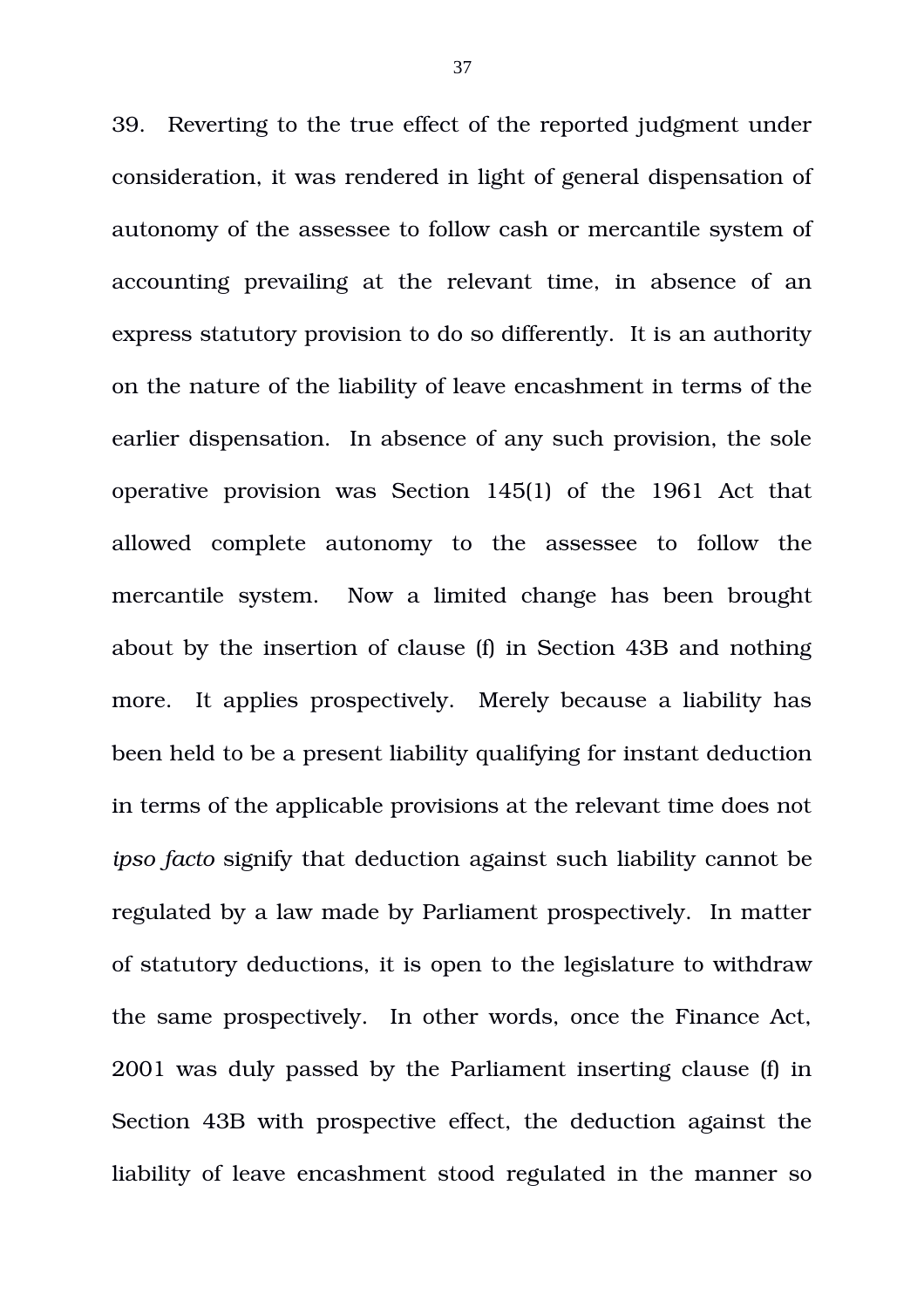39. Reverting to the true effect of the reported judgment under consideration, it was rendered in light of general dispensation of autonomy of the assessee to follow cash or mercantile system of accounting prevailing at the relevant time, in absence of an express statutory provision to do so differently. It is an authority on the nature of the liability of leave encashment in terms of the earlier dispensation. In absence of any such provision, the sole operative provision was Section 145(1) of the 1961 Act that allowed complete autonomy to the assessee to follow the mercantile system. Now a limited change has been brought about by the insertion of clause (f) in Section 43B and nothing more. It applies prospectively. Merely because a liability has been held to be a present liability qualifying for instant deduction in terms of the applicable provisions at the relevant time does not *ipso facto* signify that deduction against such liability cannot be regulated by a law made by Parliament prospectively. In matter of statutory deductions, it is open to the legislature to withdraw the same prospectively. In other words, once the Finance Act, 2001 was duly passed by the Parliament inserting clause (f) in Section 43B with prospective effect, the deduction against the liability of leave encashment stood regulated in the manner so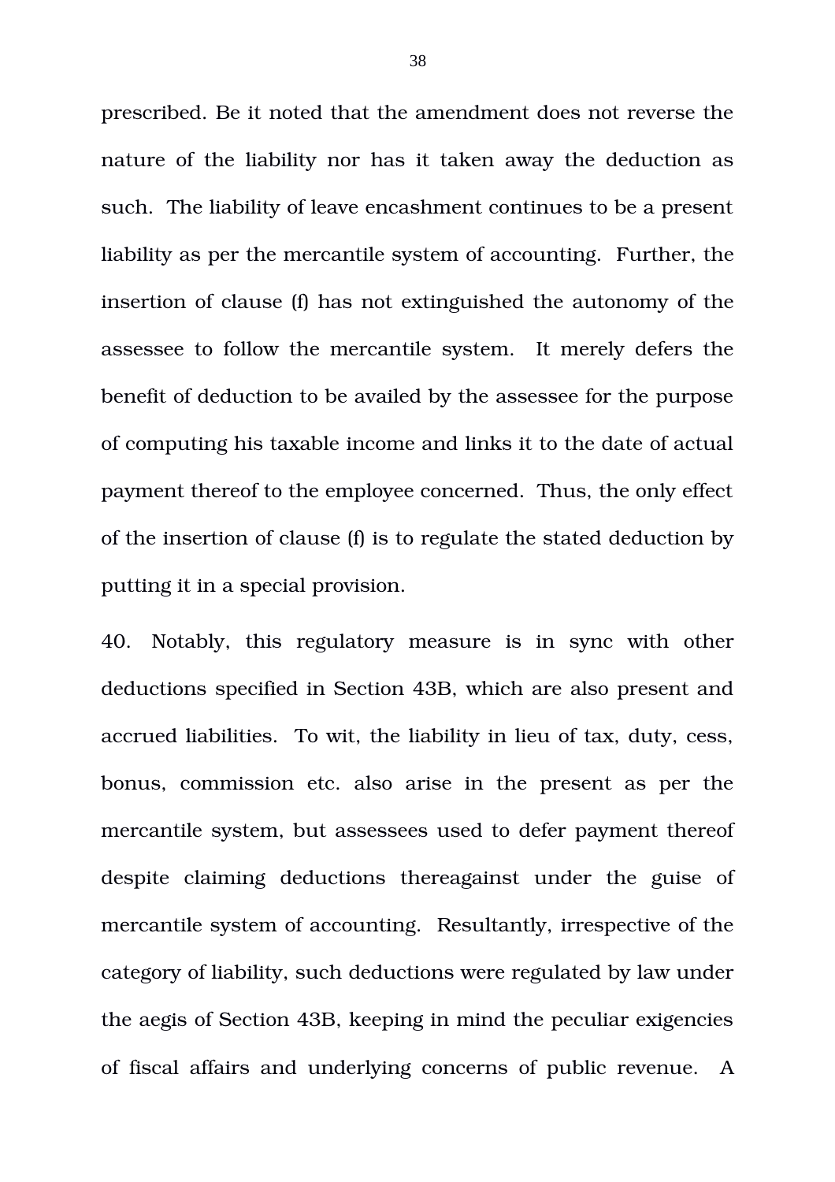prescribed. Be it noted that the amendment does not reverse the nature of the liability nor has it taken away the deduction as such. The liability of leave encashment continues to be a present liability as per the mercantile system of accounting. Further, the insertion of clause (f) has not extinguished the autonomy of the assessee to follow the mercantile system. It merely defers the benefit of deduction to be availed by the assessee for the purpose of computing his taxable income and links it to the date of actual payment thereof to the employee concerned. Thus, the only effect of the insertion of clause (f) is to regulate the stated deduction by putting it in a special provision.

40. Notably, this regulatory measure is in sync with other deductions specified in Section 43B, which are also present and accrued liabilities. To wit, the liability in lieu of tax, duty, cess, bonus, commission etc. also arise in the present as per the mercantile system, but assessees used to defer payment thereof despite claiming deductions thereagainst under the guise of mercantile system of accounting. Resultantly, irrespective of the category of liability, such deductions were regulated by law under the aegis of Section 43B, keeping in mind the peculiar exigencies of fiscal affairs and underlying concerns of public revenue. A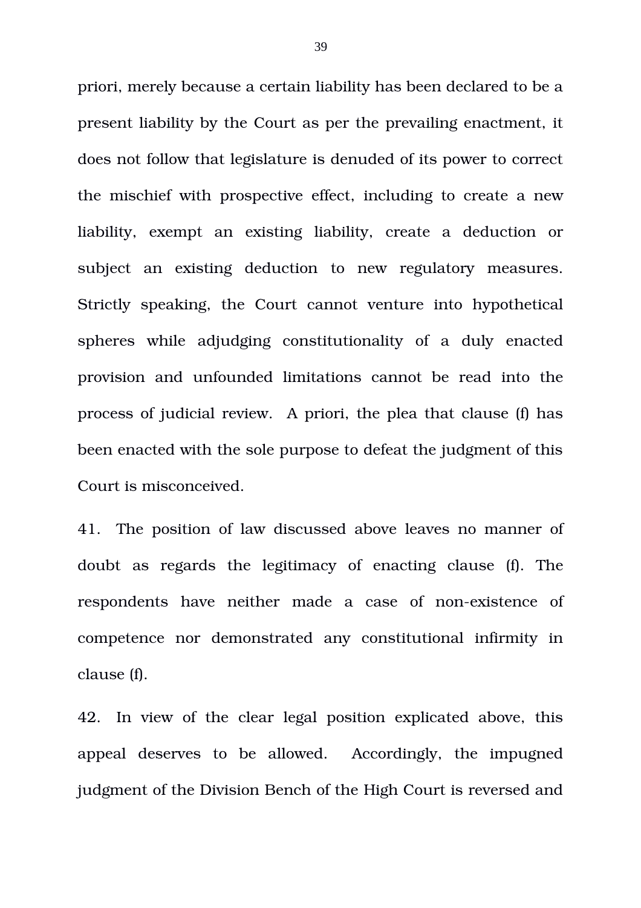priori, merely because a certain liability has been declared to be a present liability by the Court as per the prevailing enactment, it does not follow that legislature is denuded of its power to correct the mischief with prospective effect, including to create a new liability, exempt an existing liability, create a deduction or subject an existing deduction to new regulatory measures. Strictly speaking, the Court cannot venture into hypothetical spheres while adjudging constitutionality of a duly enacted provision and unfounded limitations cannot be read into the process of judicial review. A priori, the plea that clause (f) has been enacted with the sole purpose to defeat the judgment of this Court is misconceived.

41. The position of law discussed above leaves no manner of doubt as regards the legitimacy of enacting clause (f). The respondents have neither made a case of non-existence of competence nor demonstrated any constitutional infirmity in clause (f).

42. In view of the clear legal position explicated above, this appeal deserves to be allowed. Accordingly, the impugned judgment of the Division Bench of the High Court is reversed and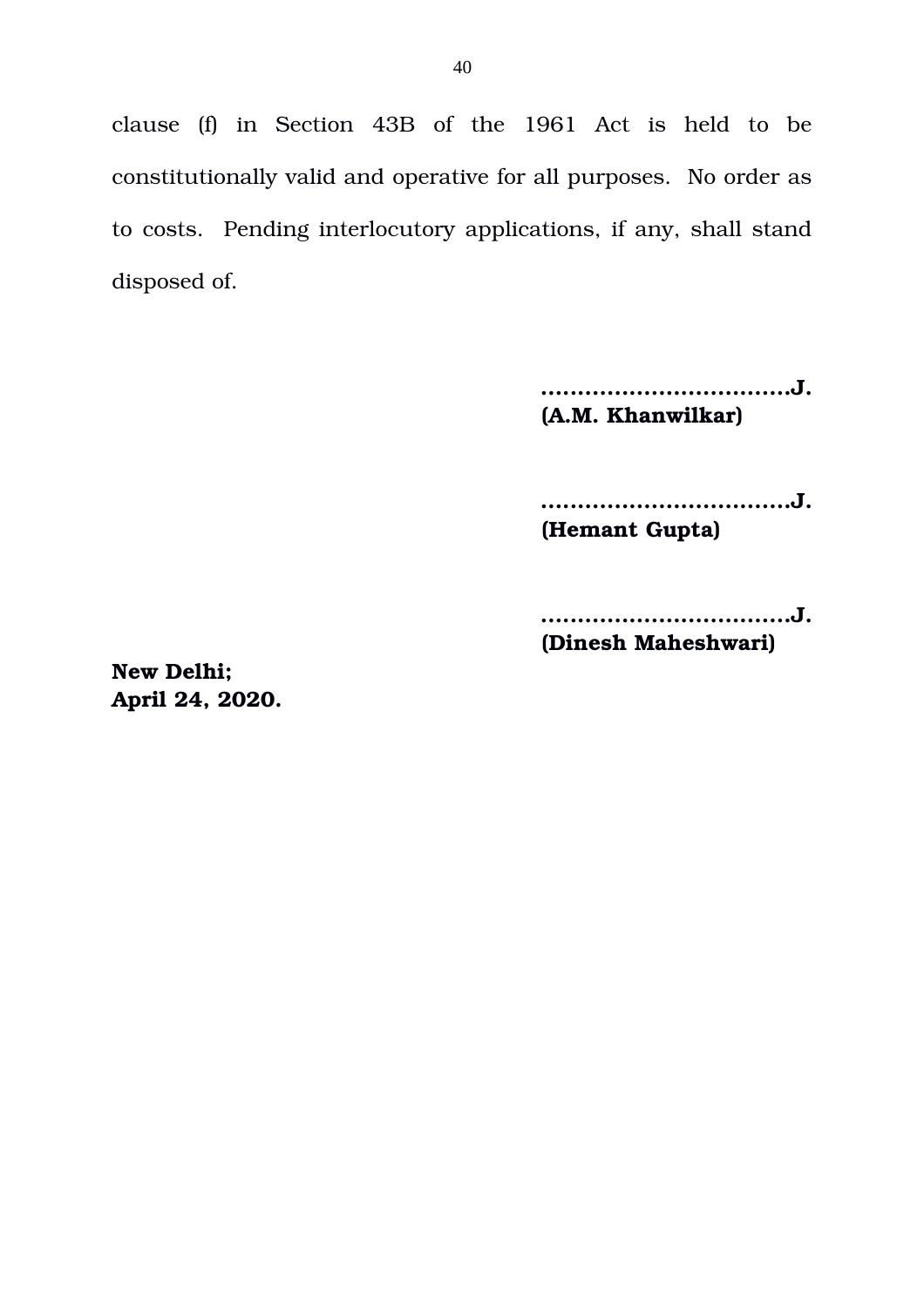clause (f) in Section 43B of the 1961 Act is held to be constitutionally valid and operative for all purposes. No order as to costs. Pending interlocutory applications, if any, shall stand disposed of.

**…………………………….J.**
**(A.M. Khanwilkar)**

**…………………………….J.**
**(Hemant Gupta)**

**…………………………….J.**
**(Dinesh Maheshwari)**

**New Delhi;**
**April 24, 2020.**